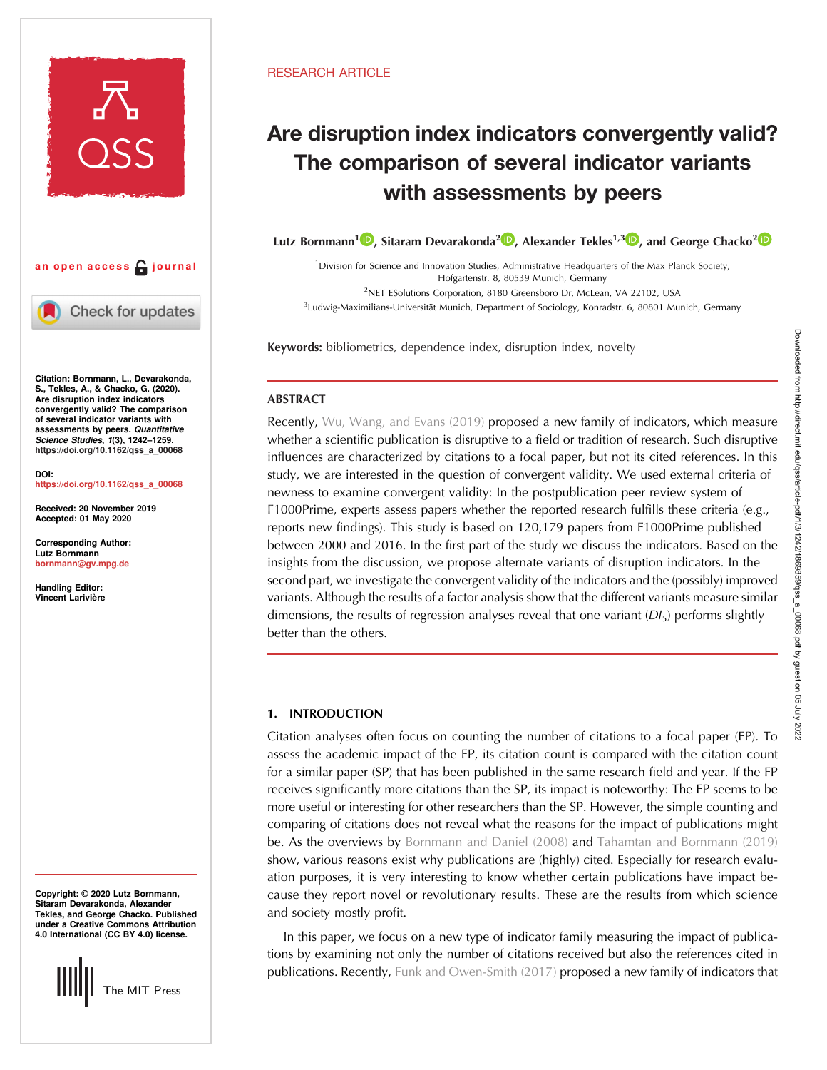RESEARCH ARTICLE

# Are disruption index indicators convergently valid? The comparison of several indicator variants with assessments by peers

Lutz Bornmann[1], Sitaram Devarakonda[2], Alexander Tekles[1,3], and George Chacko[2]

[1]Division for Science and Innovation Studies, Administrative Headquarters of the Max Planck Society, Hofgartenstr. 8, 80539 Munich, Germany

[2]NET ESolutions Corporation, 8180 Greensboro Dr, McLean, VA 22102, USA

[3]Ludwig-Maximilians-Universität Munich, Department of Sociology, Konradstr. 6, 80801 Munich, Germany

an open access journal

**Citation:** Bornmann, L., Devarakonda, S., Tekles, A., & Chacko, G. (2020). Are disruption index indicators convergently valid? The comparison of several indicator variants with assessments by peers. *Quantitative Science Studies*, *1*(3), 1242–1259. https://doi.org/10.1162/qss_a_00068

**DOI:** https://doi.org/10.1162/qss_a_00068

**Received:** 20 November 2019
**Accepted:** 01 May 2020

**Corresponding Author:** Lutz Bornmann bornmann@gv.mpg.de

**Handling Editor:** Vincent Larivière

**Copyright:** © 2020 Lutz Bornmann, Sitaram Devarakonda, Alexander Tekles, and George Chacko. Published under a Creative Commons Attribution 4.0 International (CC BY 4.0) license.

**Keywords:** bibliometrics, dependence index, disruption index, novelty

## ABSTRACT

Recently, Wu, Wang, and Evans (2019) proposed a new family of indicators, which measure whether a scientific publication is disruptive to a field or tradition of research. Such disruptive influences are characterized by citations to a focal paper, but not its cited references. In this study, we are interested in the question of convergent validity. We used external criteria of newness to examine convergent validity: In the postpublication peer review system of F1000Prime, experts assess papers whether the reported research fulfills these criteria (e.g., reports new findings). This study is based on 120,179 papers from F1000Prime published between 2000 and 2016. In the first part of the study we discuss the indicators. Based on the insights from the discussion, we propose alternate variants of disruption indicators. In the second part, we investigate the convergent validity of the indicators and the (possibly) improved variants. Although the results of a factor analysis show that the different variants measure similar dimensions, the results of regression analyses reveal that one variant ($DI_5$) performs slightly better than the others.

## 1. INTRODUCTION

Citation analyses often focus on counting the number of citations to a focal paper (FP). To assess the academic impact of the FP, its citation count is compared with the citation count for a similar paper (SP) that has been published in the same research field and year. If the FP receives significantly more citations than the SP, its impact is noteworthy: The FP seems to be more useful or interesting for other researchers than the SP. However, the simple counting and comparing of citations does not reveal what the reasons for the impact of publications might be. As the overviews by Bornmann and Daniel (2008) and Tahamtan and Bornmann (2019) show, various reasons exist why publications are (highly) cited. Especially for research evaluation purposes, it is very interesting to know whether certain publications have impact because they report novel or revolutionary results. These are the results from which science and society mostly profit.

In this paper, we focus on a new type of indicator family measuring the impact of publications by examining not only the number of citations received but also the references cited in publications. Recently, Funk and Owen-Smith (2017) proposed a new family of indicators that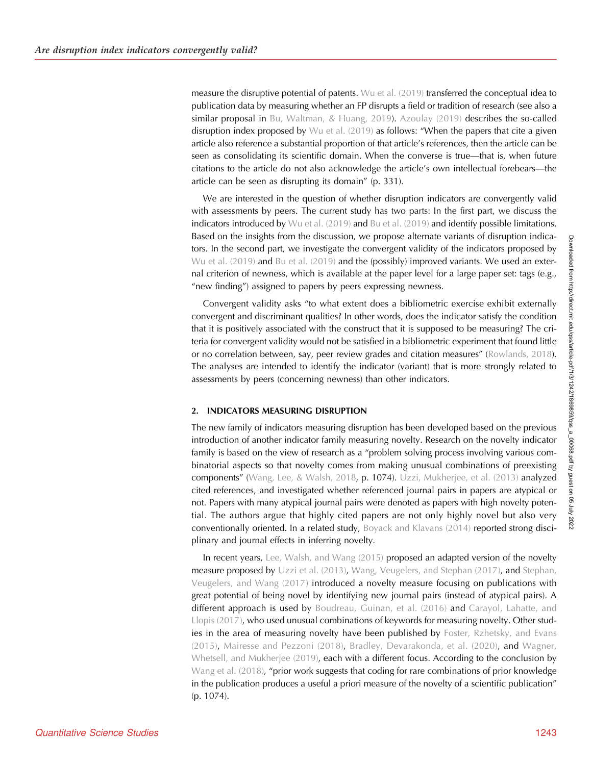measure the disruptive potential of patents. Wu et al. (2019) transferred the conceptual idea to publication data by measuring whether an FP disrupts a field or tradition of research (see also a similar proposal in Bu, Waltman, & Huang, 2019). Azoulay (2019) describes the so-called disruption index proposed by Wu et al. (2019) as follows: "When the papers that cite a given article also reference a substantial proportion of that article's references, then the article can be seen as consolidating its scientific domain. When the converse is true—that is, when future citations to the article do not also acknowledge the article's own intellectual forebears—the article can be seen as disrupting its domain" (p. 331).

We are interested in the question of whether disruption indicators are convergently valid with assessments by peers. The current study has two parts: In the first part, we discuss the indicators introduced by Wu et al. (2019) and Bu et al. (2019) and identify possible limitations. Based on the insights from the discussion, we propose alternate variants of disruption indicators. In the second part, we investigate the convergent validity of the indicators proposed by Wu et al. (2019) and Bu et al. (2019) and the (possibly) improved variants. We used an external criterion of newness, which is available at the paper level for a large paper set: tags (e.g., "new finding") assigned to papers by peers expressing newness.

Convergent validity asks "to what extent does a bibliometric exercise exhibit externally convergent and discriminant qualities? In other words, does the indicator satisfy the condition that it is positively associated with the construct that it is supposed to be measuring? The criteria for convergent validity would not be satisfied in a bibliometric experiment that found little or no correlation between, say, peer review grades and citation measures" (Rowlands, 2018). The analyses are intended to identify the indicator (variant) that is more strongly related to assessments by peers (concerning newness) than other indicators.

## 2. INDICATORS MEASURING DISRUPTION

The new family of indicators measuring disruption has been developed based on the previous introduction of another indicator family measuring novelty. Research on the novelty indicator family is based on the view of research as a "problem solving process involving various combinatorial aspects so that novelty comes from making unusual combinations of preexisting components" (Wang, Lee, & Walsh, 2018, p. 1074). Uzzi, Mukherjee, et al. (2013) analyzed cited references, and investigated whether referenced journal pairs in papers are atypical or not. Papers with many atypical journal pairs were denoted as papers with high novelty potential. The authors argue that highly cited papers are not only highly novel but also very conventionally oriented. In a related study, Boyack and Klavans (2014) reported strong disciplinary and journal effects in inferring novelty.

In recent years, Lee, Walsh, and Wang (2015) proposed an adapted version of the novelty measure proposed by Uzzi et al. (2013), Wang, Veugelers, and Stephan (2017), and Stephan, Veugelers, and Wang (2017) introduced a novelty measure focusing on publications with great potential of being novel by identifying new journal pairs (instead of atypical pairs). A different approach is used by Boudreau, Guinan, et al. (2016) and Carayol, Lahatte, and Llopis (2017), who used unusual combinations of keywords for measuring novelty. Other studies in the area of measuring novelty have been published by Foster, Rzhetsky, and Evans (2015), Mairesse and Pezzoni (2018), Bradley, Devarakonda, et al. (2020), and Wagner, Whetsell, and Mukherjee (2019), each with a different focus. According to the conclusion by Wang et al. (2018), "prior work suggests that coding for rare combinations of prior knowledge in the publication produces a useful a priori measure of the novelty of a scientific publication" (p. 1074).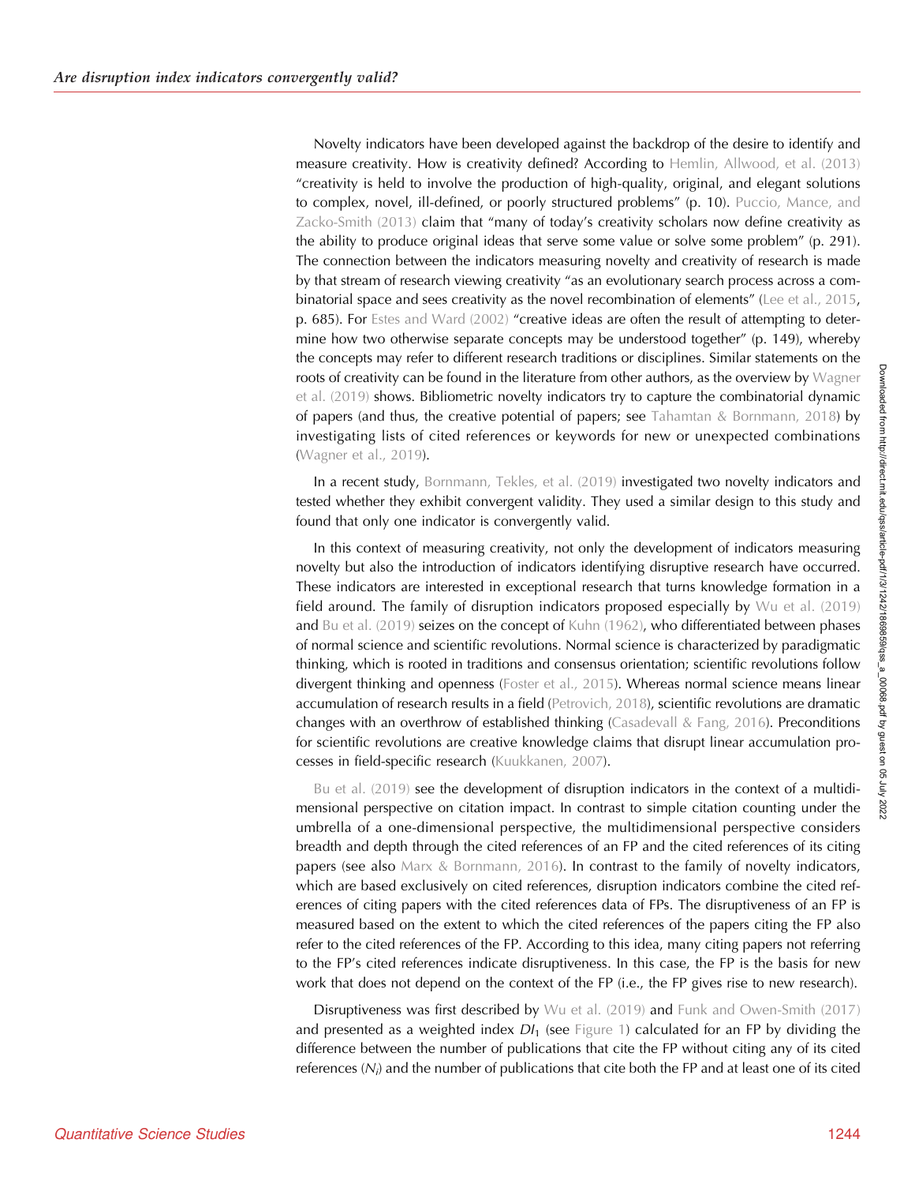Novelty indicators have been developed against the backdrop of the desire to identify and measure creativity. How is creativity defined? According to Hemlin, Allwood, et al. (2013) "creativity is held to involve the production of high-quality, original, and elegant solutions to complex, novel, ill-defined, or poorly structured problems" (p. 10). Puccio, Mance, and Zacko-Smith (2013) claim that "many of today's creativity scholars now define creativity as the ability to produce original ideas that serve some value or solve some problem" (p. 291). The connection between the indicators measuring novelty and creativity of research is made by that stream of research viewing creativity "as an evolutionary search process across a combinatorial space and sees creativity as the novel recombination of elements" (Lee et al., 2015, p. 685). For Estes and Ward (2002) "creative ideas are often the result of attempting to determine how two otherwise separate concepts may be understood together" (p. 149), whereby the concepts may refer to different research traditions or disciplines. Similar statements on the roots of creativity can be found in the literature from other authors, as the overview by Wagner et al. (2019) shows. Bibliometric novelty indicators try to capture the combinatorial dynamic of papers (and thus, the creative potential of papers; see Tahamtan & Bornmann, 2018) by investigating lists of cited references or keywords for new or unexpected combinations (Wagner et al., 2019).

In a recent study, Bornmann, Tekles, et al. (2019) investigated two novelty indicators and tested whether they exhibit convergent validity. They used a similar design to this study and found that only one indicator is convergently valid.

In this context of measuring creativity, not only the development of indicators measuring novelty but also the introduction of indicators identifying disruptive research have occurred. These indicators are interested in exceptional research that turns knowledge formation in a field around. The family of disruption indicators proposed especially by Wu et al. (2019) and Bu et al. (2019) seizes on the concept of Kuhn (1962), who differentiated between phases of normal science and scientific revolutions. Normal science is characterized by paradigmatic thinking, which is rooted in traditions and consensus orientation; scientific revolutions follow divergent thinking and openness (Foster et al., 2015). Whereas normal science means linear accumulation of research results in a field (Petrovich, 2018), scientific revolutions are dramatic changes with an overthrow of established thinking (Casadevall & Fang, 2016). Preconditions for scientific revolutions are creative knowledge claims that disrupt linear accumulation processes in field-specific research (Kuukkanen, 2007).

Bu et al. (2019) see the development of disruption indicators in the context of a multidimensional perspective on citation impact. In contrast to simple citation counting under the umbrella of a one-dimensional perspective, the multidimensional perspective considers breadth and depth through the cited references of an FP and the cited references of its citing papers (see also Marx & Bornmann, 2016). In contrast to the family of novelty indicators, which are based exclusively on cited references, disruption indicators combine the cited references of citing papers with the cited references data of FPs. The disruptiveness of an FP is measured based on the extent to which the cited references of the papers citing the FP also refer to the cited references of the FP. According to this idea, many citing papers not referring to the FP's cited references indicate disruptiveness. In this case, the FP is the basis for new work that does not depend on the context of the FP (i.e., the FP gives rise to new research).

Disruptiveness was first described by Wu et al. (2019) and Funk and Owen-Smith (2017) and presented as a weighted index $DI_1$ (see Figure 1) calculated for an FP by dividing the difference between the number of publications that cite the FP without citing any of its cited references ($N_i$) and the number of publications that cite both the FP and at least one of its cited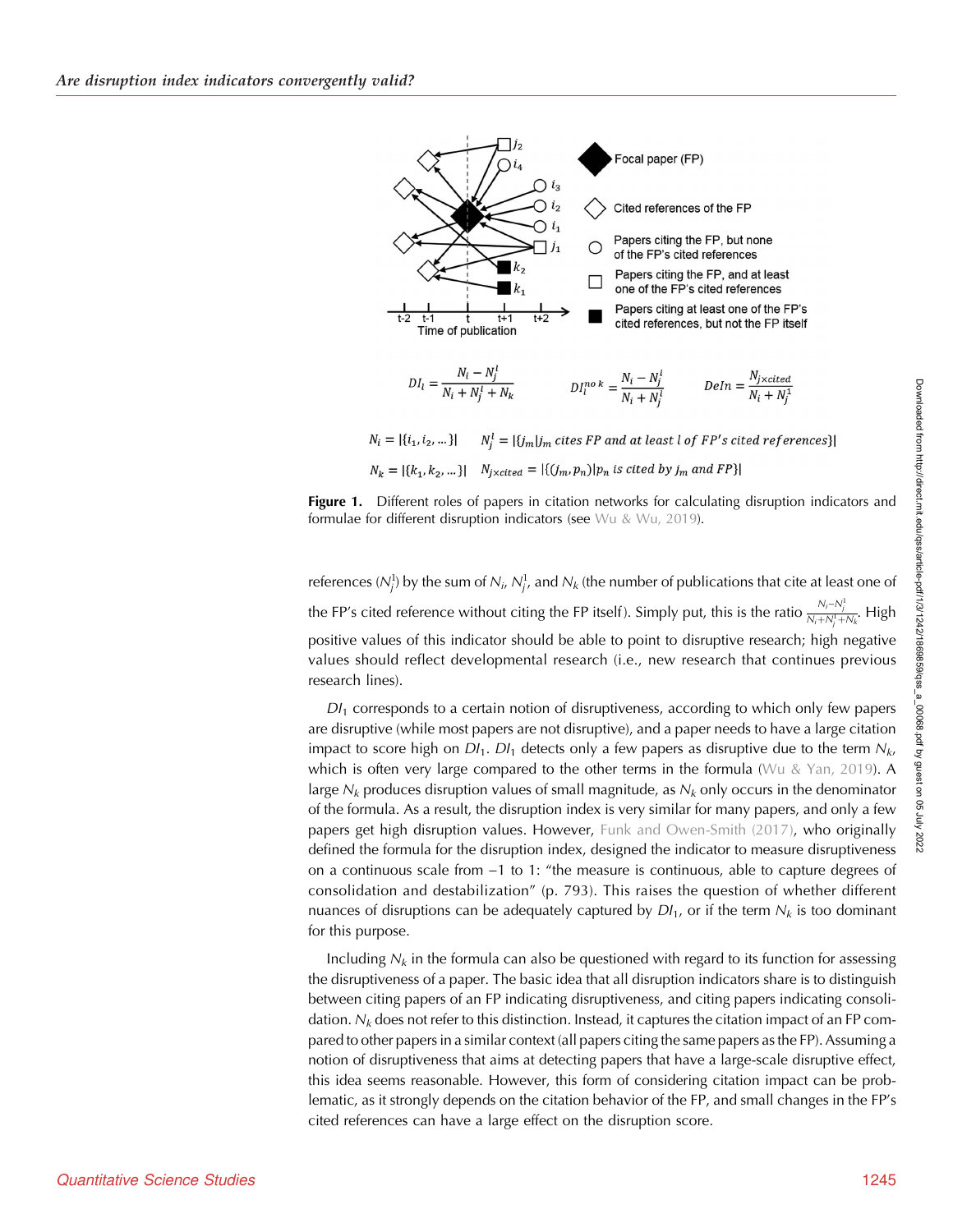$j_2$
$i_4$
$i_3$
$i_2$
$i_1$
$j_1$
$k_2$
$k_1$
t-2 t-1 t t+1 t+2
Time of publication

Focal paper (FP)
Cited references of the FP
Papers citing the FP, but none of the FP's cited references
Papers citing the FP, and at least one of the FP's cited references
Papers citing at least one of the FP's cited references, but not the FP itself

$$DI_l = \frac{N_i - N_j^l}{N_i + N_j^l + N_k} \qquad DI_l^{no\,k} = \frac{N_i - N_j^l}{N_i + N_j^l} \qquad DeIn = \frac{N_{j \times cited}}{N_i + N_j^1}$$

$$N_i = |\{i_1, i_2, \ldots\}| \qquad N_j^l = |\{j_m | j_m \text{ cites FP and at least } l \text{ of FP's cited references}\}|$$

$$N_k = |\{k_1, k_2, \ldots\}| \qquad N_{j \times cited} = |\{(j_m, p_n) | p_n \text{ is cited by } j_m \text{ and FP}\}|$$

**Figure 1.** Different roles of papers in citation networks for calculating disruption indicators and formulae for different disruption indicators (see Wu & Wu, 2019).

references ($N_j^1$) by the sum of $N_i$, $N_j^1$, and $N_k$ (the number of publications that cite at least one of the FP's cited reference without citing the FP itself). Simply put, this is the ratio $\frac{N_i - N_j^1}{N_i + N_j^1 + N_k}$. High positive values of this indicator should be able to point to disruptive research; high negative values should reflect developmental research (i.e., new research that continues previous research lines).

$DI_1$ corresponds to a certain notion of disruptiveness, according to which only few papers are disruptive (while most papers are not disruptive), and a paper needs to have a large citation impact to score high on $DI_1$. $DI_1$ detects only a few papers as disruptive due to the term $N_k$, which is often very large compared to the other terms in the formula (Wu & Yan, 2019). A large $N_k$ produces disruption values of small magnitude, as $N_k$ only occurs in the denominator of the formula. As a result, the disruption index is very similar for many papers, and only a few papers get high disruption values. However, Funk and Owen-Smith (2017), who originally defined the formula for the disruption index, designed the indicator to measure disruptiveness on a continuous scale from −1 to 1: "the measure is continuous, able to capture degrees of consolidation and destabilization" (p. 793). This raises the question of whether different nuances of disruptions can be adequately captured by $DI_1$, or if the term $N_k$ is too dominant for this purpose.

Including $N_k$ in the formula can also be questioned with regard to its function for assessing the disruptiveness of a paper. The basic idea that all disruption indicators share is to distinguish between citing papers of an FP indicating disruptiveness, and citing papers indicating consolidation. $N_k$ does not refer to this distinction. Instead, it captures the citation impact of an FP compared to other papers in a similar context (all papers citing the same papers as the FP). Assuming a notion of disruptiveness that aims at detecting papers that have a large-scale disruptive effect, this idea seems reasonable. However, this form of considering citation impact can be problematic, as it strongly depends on the citation behavior of the FP, and small changes in the FP's cited references can have a large effect on the disruption score.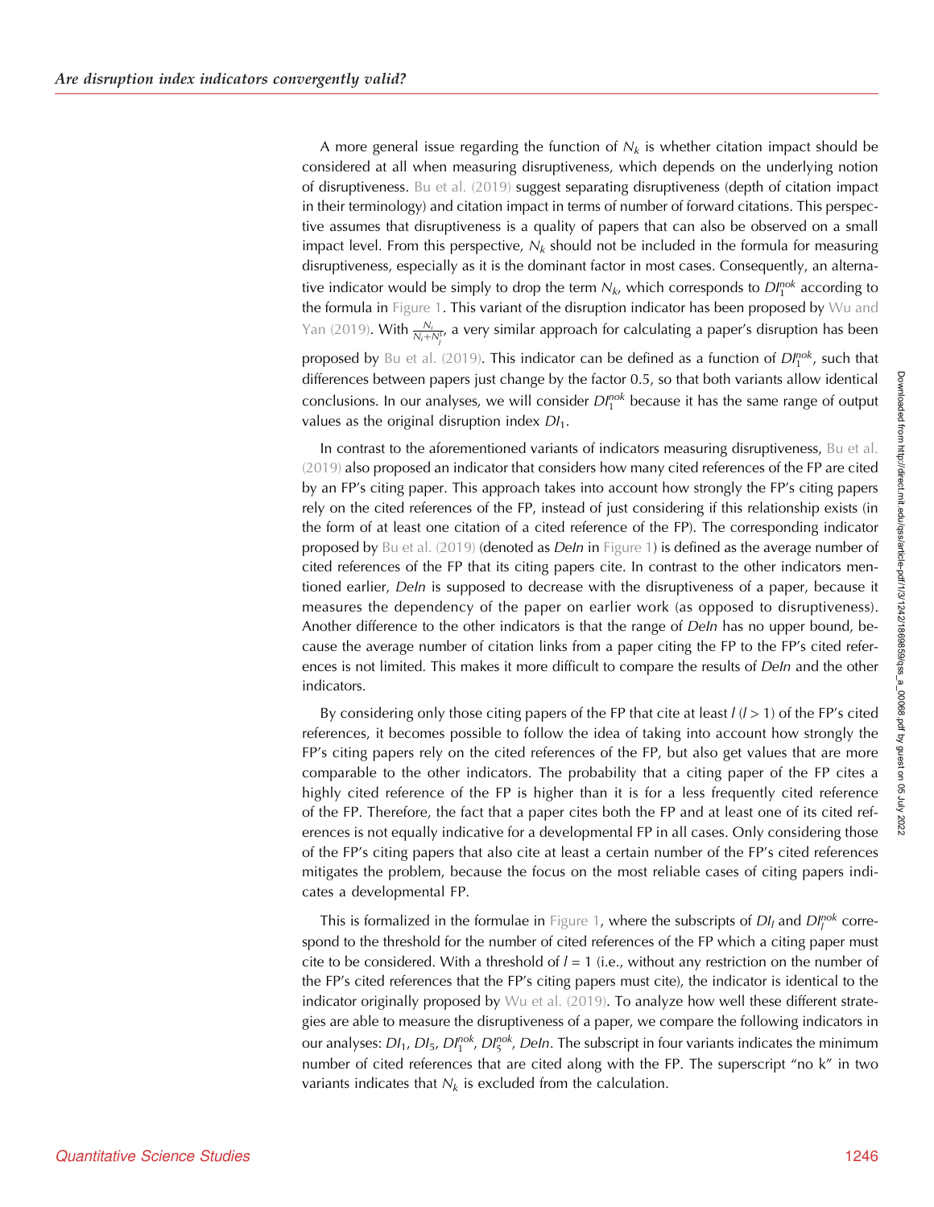A more general issue regarding the function of $N_k$ is whether citation impact should be considered at all when measuring disruptiveness, which depends on the underlying notion of disruptiveness. Bu et al. (2019) suggest separating disruptiveness (depth of citation impact in their terminology) and citation impact in terms of number of forward citations. This perspective assumes that disruptiveness is a quality of papers that can also be observed on a small impact level. From this perspective, $N_k$ should not be included in the formula for measuring disruptiveness, especially as it is the dominant factor in most cases. Consequently, an alternative indicator would be simply to drop the term $N_k$, which corresponds to $DI_1^{nok}$ according to the formula in Figure 1. This variant of the disruption indicator has been proposed by Wu and Yan (2019). With $\frac{N_i}{N_i+N_j^1}$, a very similar approach for calculating a paper's disruption has been proposed by Bu et al. (2019). This indicator can be defined as a function of $DI_1^{nok}$, such that differences between papers just change by the factor 0.5, so that both variants allow identical conclusions. In our analyses, we will consider $DI_1^{nok}$ because it has the same range of output values as the original disruption index $DI_1$.

In contrast to the aforementioned variants of indicators measuring disruptiveness, Bu et al. (2019) also proposed an indicator that considers how many cited references of the FP are cited by an FP's citing paper. This approach takes into account how strongly the FP's citing papers rely on the cited references of the FP, instead of just considering if this relationship exists (in the form of at least one citation of a cited reference of the FP). The corresponding indicator proposed by Bu et al. (2019) (denoted as *DeIn* in Figure 1) is defined as the average number of cited references of the FP that its citing papers cite. In contrast to the other indicators mentioned earlier, *DeIn* is supposed to decrease with the disruptiveness of a paper, because it measures the dependency of the paper on earlier work (as opposed to disruptiveness). Another difference to the other indicators is that the range of *DeIn* has no upper bound, because the average number of citation links from a paper citing the FP to the FP's cited references is not limited. This makes it more difficult to compare the results of *DeIn* and the other indicators.

By considering only those citing papers of the FP that cite at least $l$ ($l > 1$) of the FP's cited references, it becomes possible to follow the idea of taking into account how strongly the FP's citing papers rely on the cited references of the FP, but also get values that are more comparable to the other indicators. The probability that a citing paper of the FP cites a highly cited reference of the FP is higher than it is for a less frequently cited reference of the FP. Therefore, the fact that a paper cites both the FP and at least one of its cited references is not equally indicative for a developmental FP in all cases. Only considering those of the FP's citing papers that also cite at least a certain number of the FP's cited references mitigates the problem, because the focus on the most reliable cases of citing papers indicates a developmental FP.

This is formalized in the formulae in Figure 1, where the subscripts of $DI_l$ and $DI_l^{nok}$ correspond to the threshold for the number of cited references of the FP which a citing paper must cite to be considered. With a threshold of $l = 1$ (i.e., without any restriction on the number of the FP's cited references that the FP's citing papers must cite), the indicator is identical to the indicator originally proposed by Wu et al. (2019). To analyze how well these different strategies are able to measure the disruptiveness of a paper, we compare the following indicators in our analyses: $DI_1$, $DI_5$, $DI_1^{nok}$, $DI_5^{nok}$, *DeIn*. The subscript in four variants indicates the minimum number of cited references that are cited along with the FP. The superscript "no k" in two variants indicates that $N_k$ is excluded from the calculation.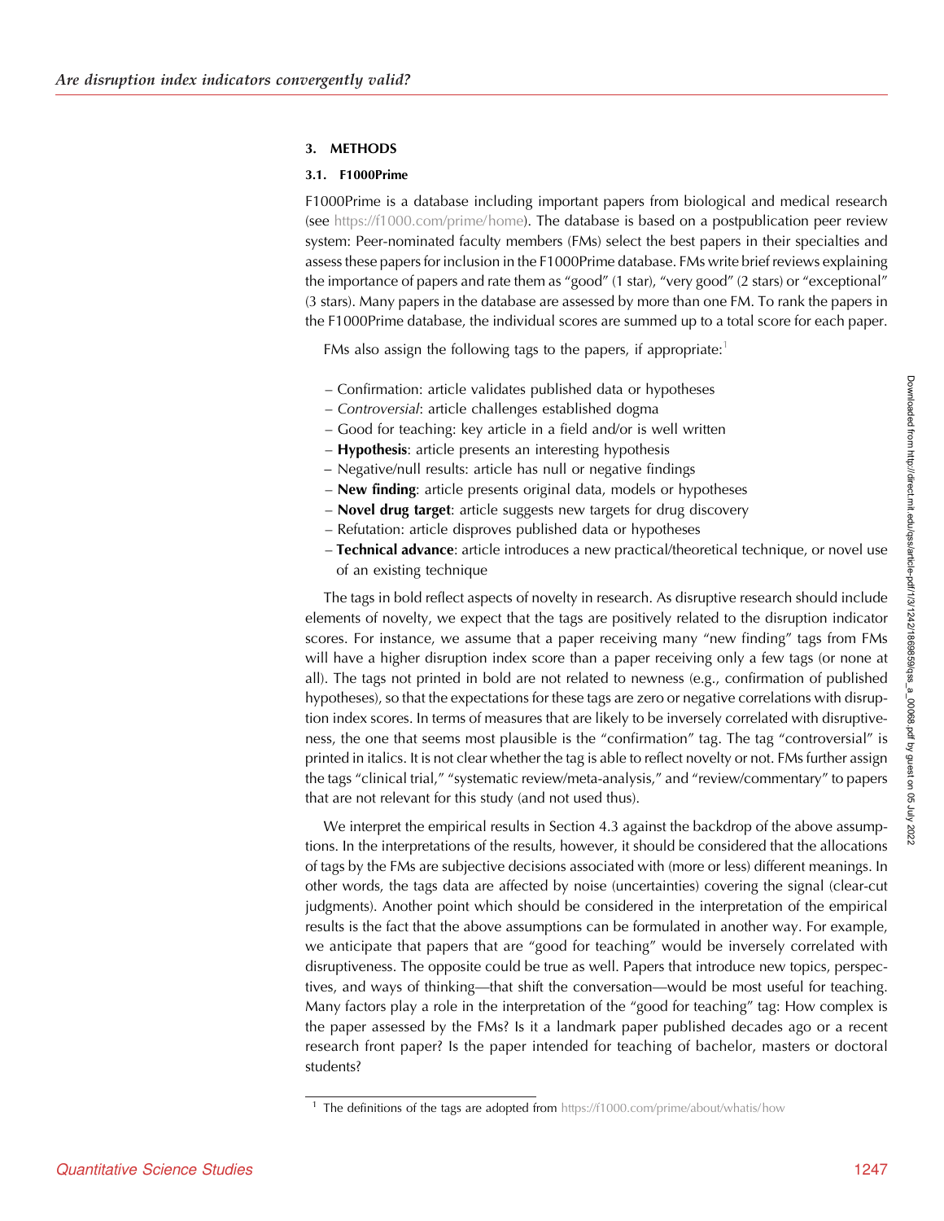## 3. METHODS

### 3.1. F1000Prime

F1000Prime is a database including important papers from biological and medical research (see https://f1000.com/prime/home). The database is based on a postpublication peer review system: Peer-nominated faculty members (FMs) select the best papers in their specialties and assess these papers for inclusion in the F1000Prime database. FMs write brief reviews explaining the importance of papers and rate them as "good" (1 star), "very good" (2 stars) or "exceptional" (3 stars). Many papers in the database are assessed by more than one FM. To rank the papers in the F1000Prime database, the individual scores are summed up to a total score for each paper.

FMs also assign the following tags to the papers, if appropriate:[1]

- Confirmation: article validates published data or hypotheses
- *Controversial*: article challenges established dogma
- Good for teaching: key article in a field and/or is well written
- **Hypothesis**: article presents an interesting hypothesis
- Negative/null results: article has null or negative findings
- **New finding**: article presents original data, models or hypotheses
- **Novel drug target**: article suggests new targets for drug discovery
- Refutation: article disproves published data or hypotheses
- **Technical advance**: article introduces a new practical/theoretical technique, or novel use of an existing technique

The tags in bold reflect aspects of novelty in research. As disruptive research should include elements of novelty, we expect that the tags are positively related to the disruption indicator scores. For instance, we assume that a paper receiving many "new finding" tags from FMs will have a higher disruption index score than a paper receiving only a few tags (or none at all). The tags not printed in bold are not related to newness (e.g., confirmation of published hypotheses), so that the expectations for these tags are zero or negative correlations with disruption index scores. In terms of measures that are likely to be inversely correlated with disruptiveness, the one that seems most plausible is the "confirmation" tag. The tag "controversial" is printed in italics. It is not clear whether the tag is able to reflect novelty or not. FMs further assign the tags "clinical trial," "systematic review/meta-analysis," and "review/commentary" to papers that are not relevant for this study (and not used thus).

We interpret the empirical results in Section 4.3 against the backdrop of the above assumptions. In the interpretations of the results, however, it should be considered that the allocations of tags by the FMs are subjective decisions associated with (more or less) different meanings. In other words, the tags data are affected by noise (uncertainties) covering the signal (clear-cut judgments). Another point which should be considered in the interpretation of the empirical results is the fact that the above assumptions can be formulated in another way. For example, we anticipate that papers that are "good for teaching" would be inversely correlated with disruptiveness. The opposite could be true as well. Papers that introduce new topics, perspectives, and ways of thinking—that shift the conversation—would be most useful for teaching. Many factors play a role in the interpretation of the "good for teaching" tag: How complex is the paper assessed by the FMs? Is it a landmark paper published decades ago or a recent research front paper? Is the paper intended for teaching of bachelor, masters or doctoral students?

[1] The definitions of the tags are adopted from https://f1000.com/prime/about/whatis/how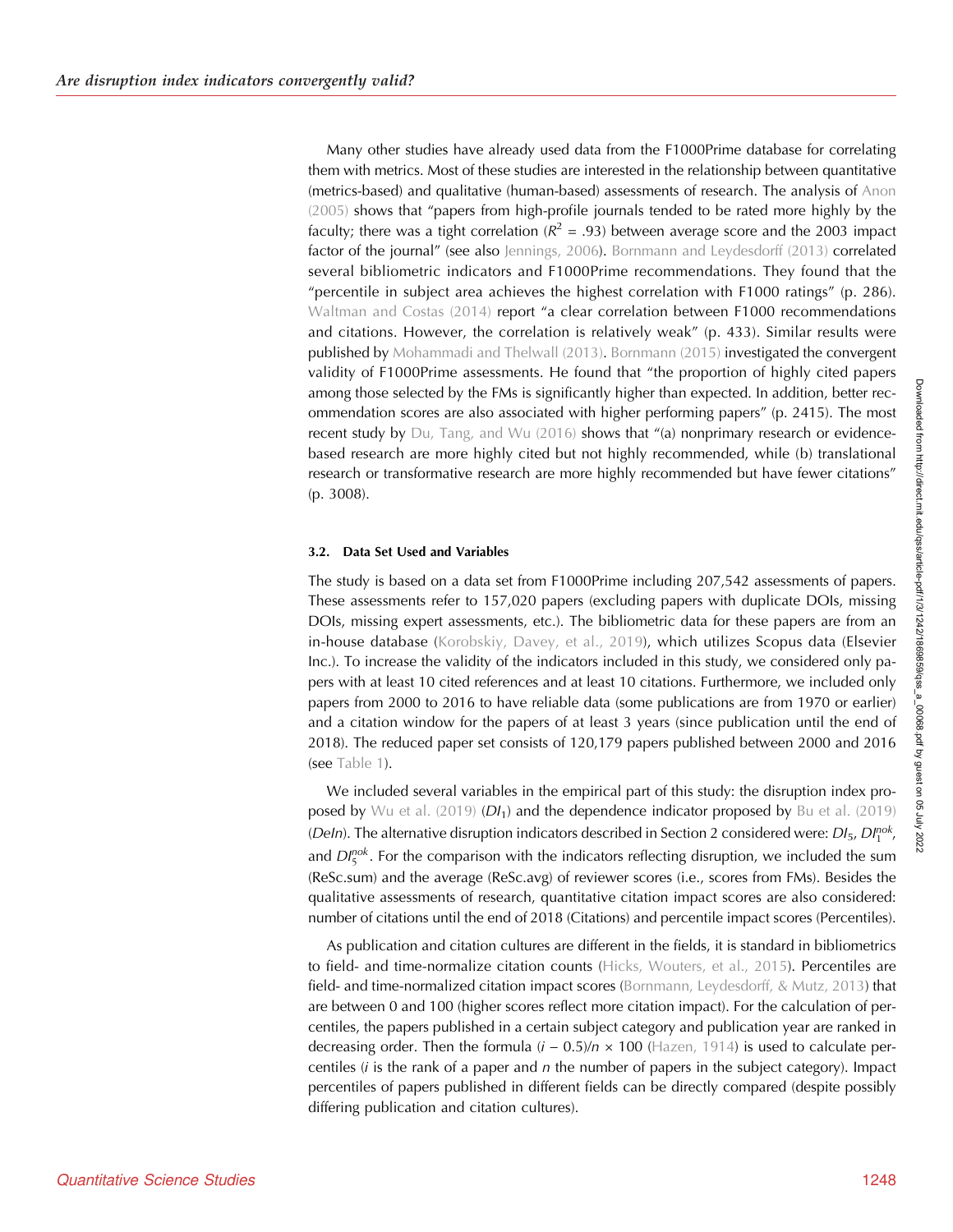Many other studies have already used data from the F1000Prime database for correlating them with metrics. Most of these studies are interested in the relationship between quantitative (metrics-based) and qualitative (human-based) assessments of research. The analysis of Anon (2005) shows that "papers from high-profile journals tended to be rated more highly by the faculty; there was a tight correlation ($R^2$ = .93) between average score and the 2003 impact factor of the journal" (see also Jennings, 2006). Bornmann and Leydesdorff (2013) correlated several bibliometric indicators and F1000Prime recommendations. They found that the "percentile in subject area achieves the highest correlation with F1000 ratings" (p. 286). Waltman and Costas (2014) report "a clear correlation between F1000 recommendations and citations. However, the correlation is relatively weak" (p. 433). Similar results were published by Mohammadi and Thelwall (2013). Bornmann (2015) investigated the convergent validity of F1000Prime assessments. He found that "the proportion of highly cited papers among those selected by the FMs is significantly higher than expected. In addition, better recommendation scores are also associated with higher performing papers" (p. 2415). The most recent study by Du, Tang, and Wu (2016) shows that "(a) nonprimary research or evidence-based research are more highly cited but not highly recommended, while (b) translational research or transformative research are more highly recommended but have fewer citations" (p. 3008).

### 3.2. Data Set Used and Variables

The study is based on a data set from F1000Prime including 207,542 assessments of papers. These assessments refer to 157,020 papers (excluding papers with duplicate DOIs, missing DOIs, missing expert assessments, etc.). The bibliometric data for these papers are from an in-house database (Korobskiy, Davey, et al., 2019), which utilizes Scopus data (Elsevier Inc.). To increase the validity of the indicators included in this study, we considered only papers with at least 10 cited references and at least 10 citations. Furthermore, we included only papers from 2000 to 2016 to have reliable data (some publications are from 1970 or earlier) and a citation window for the papers of at least 3 years (since publication until the end of 2018). The reduced paper set consists of 120,179 papers published between 2000 and 2016 (see Table 1).

We included several variables in the empirical part of this study: the disruption index proposed by Wu et al. (2019) ($DI_1$) and the dependence indicator proposed by Bu et al. (2019) (*DeIn*). The alternative disruption indicators described in Section 2 considered were: $DI_5$, $DI_1^{nok}$, and $DI_5^{nok}$. For the comparison with the indicators reflecting disruption, we included the sum (ReSc.sum) and the average (ReSc.avg) of reviewer scores (i.e., scores from FMs). Besides the qualitative assessments of research, quantitative citation impact scores are also considered: number of citations until the end of 2018 (Citations) and percentile impact scores (Percentiles).

As publication and citation cultures are different in the fields, it is standard in bibliometrics to field- and time-normalize citation counts (Hicks, Wouters, et al., 2015). Percentiles are field- and time-normalized citation impact scores (Bornmann, Leydesdorff, & Mutz, 2013) that are between 0 and 100 (higher scores reflect more citation impact). For the calculation of percentiles, the papers published in a certain subject category and publication year are ranked in decreasing order. Then the formula $(i - 0.5)/n \times 100$ (Hazen, 1914) is used to calculate percentiles ($i$ is the rank of a paper and $n$ the number of papers in the subject category). Impact percentiles of papers published in different fields can be directly compared (despite possibly differing publication and citation cultures).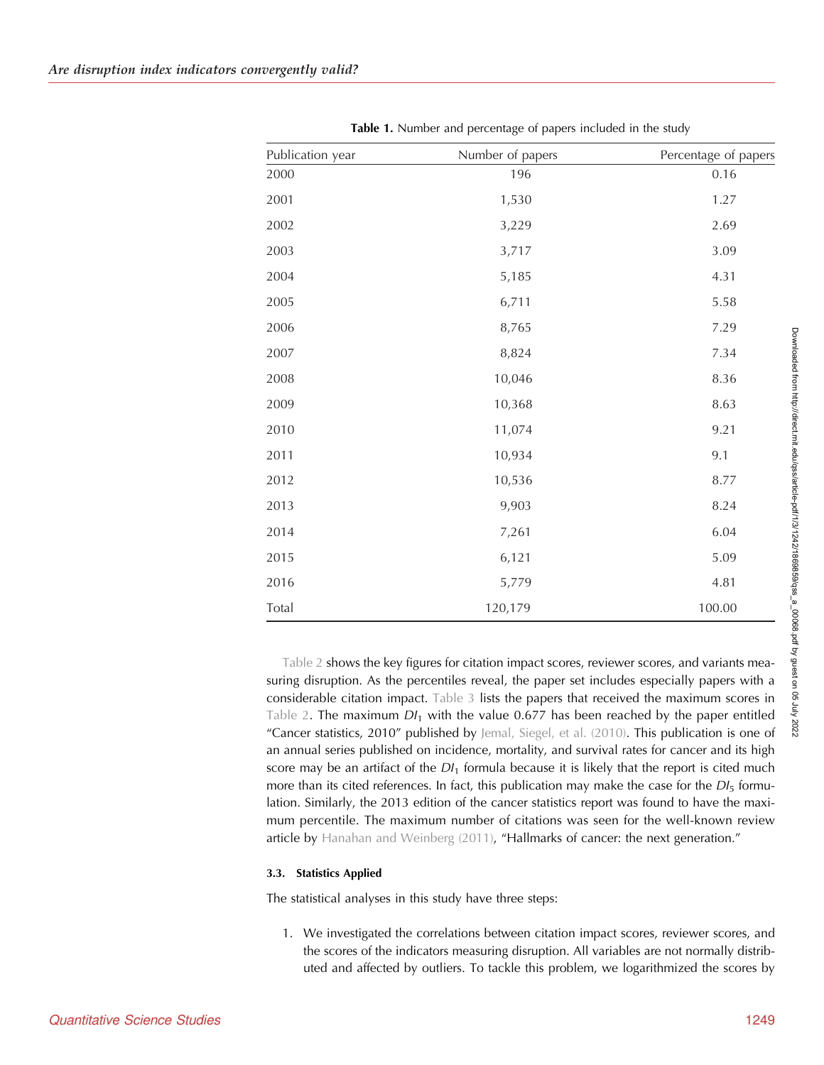**Table 1.** Number and percentage of papers included in the study

| Publication year | Number of papers | Percentage of papers |
|---|---|---|
| 2000 | 196 | 0.16 |
| 2001 | 1,530 | 1.27 |
| 2002 | 3,229 | 2.69 |
| 2003 | 3,717 | 3.09 |
| 2004 | 5,185 | 4.31 |
| 2005 | 6,711 | 5.58 |
| 2006 | 8,765 | 7.29 |
| 2007 | 8,824 | 7.34 |
| 2008 | 10,046 | 8.36 |
| 2009 | 10,368 | 8.63 |
| 2010 | 11,074 | 9.21 |
| 2011 | 10,934 | 9.1 |
| 2012 | 10,536 | 8.77 |
| 2013 | 9,903 | 8.24 |
| 2014 | 7,261 | 6.04 |
| 2015 | 6,121 | 5.09 |
| 2016 | 5,779 | 4.81 |
| Total | 120,179 | 100.00 |

Table 2 shows the key figures for citation impact scores, reviewer scores, and variants measuring disruption. As the percentiles reveal, the paper set includes especially papers with a considerable citation impact. Table 3 lists the papers that received the maximum scores in Table 2. The maximum $DI_1$ with the value 0.677 has been reached by the paper entitled "Cancer statistics, 2010" published by Jemal, Siegel, et al. (2010). This publication is one of an annual series published on incidence, mortality, and survival rates for cancer and its high score may be an artifact of the $DI_1$ formula because it is likely that the report is cited much more than its cited references. In fact, this publication may make the case for the $DI_5$ formulation. Similarly, the 2013 edition of the cancer statistics report was found to have the maximum percentile. The maximum number of citations was seen for the well-known review article by Hanahan and Weinberg (2011), "Hallmarks of cancer: the next generation."

### 3.3. Statistics Applied

The statistical analyses in this study have three steps:

1. We investigated the correlations between citation impact scores, reviewer scores, and the scores of the indicators measuring disruption. All variables are not normally distributed and affected by outliers. To tackle this problem, we logarithmized the scores by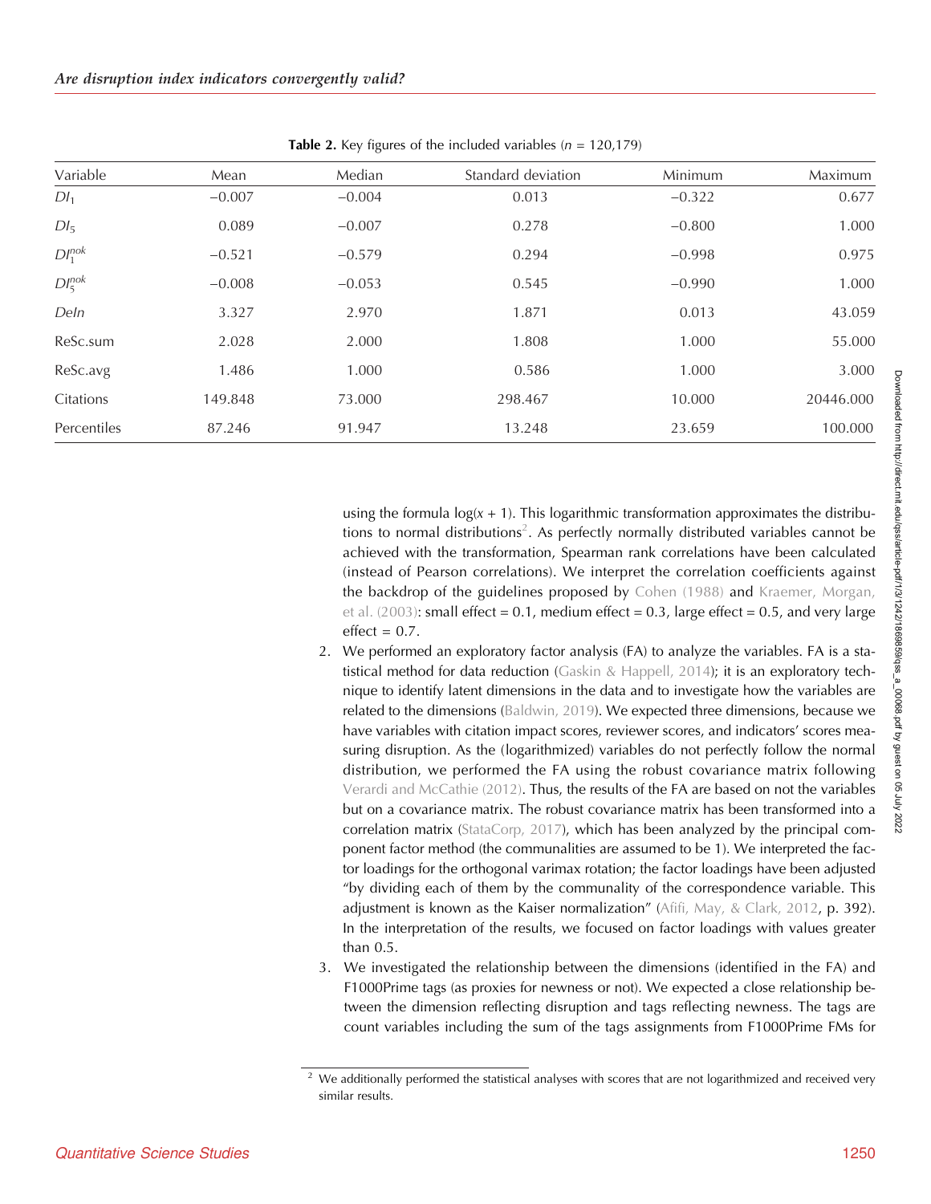**Table 2.** Key figures of the included variables ($n$ = 120,179)

| Variable | Mean | Median | Standard deviation | Minimum | Maximum |
|---|---|---|---|---|---|
| $DI_1$ | −0.007 | −0.004 | 0.013 | −0.322 | 0.677 |
| $DI_5$ | 0.089 | −0.007 | 0.278 | −0.800 | 1.000 |
| $DI_1^{nok}$ | −0.521 | −0.579 | 0.294 | −0.998 | 0.975 |
| $DI_5^{nok}$ | −0.008 | −0.053 | 0.545 | −0.990 | 1.000 |
| *DeIn* | 3.327 | 2.970 | 1.871 | 0.013 | 43.059 |
| ReSc.sum | 2.028 | 2.000 | 1.808 | 1.000 | 55.000 |
| ReSc.avg | 1.486 | 1.000 | 0.586 | 1.000 | 3.000 |
| Citations | 149.848 | 73.000 | 298.467 | 10.000 | 20446.000 |
| Percentiles | 87.246 | 91.947 | 13.248 | 23.659 | 100.000 |

using the formula log($x$ + 1). This logarithmic transformation approximates the distributions to normal distributions[2]. As perfectly normally distributed variables cannot be achieved with the transformation, Spearman rank correlations have been calculated (instead of Pearson correlations). We interpret the correlation coefficients against the backdrop of the guidelines proposed by Cohen (1988) and Kraemer, Morgan, et al. (2003): small effect = 0.1, medium effect = 0.3, large effect = 0.5, and very large effect = 0.7.

2. We performed an exploratory factor analysis (FA) to analyze the variables. FA is a statistical method for data reduction (Gaskin & Happell, 2014); it is an exploratory technique to identify latent dimensions in the data and to investigate how the variables are related to the dimensions (Baldwin, 2019). We expected three dimensions, because we have variables with citation impact scores, reviewer scores, and indicators' scores measuring disruption. As the (logarithmized) variables do not perfectly follow the normal distribution, we performed the FA using the robust covariance matrix following Verardi and McCathie (2012). Thus, the results of the FA are based on not the variables but on a covariance matrix. The robust covariance matrix has been transformed into a correlation matrix (StataCorp, 2017), which has been analyzed by the principal component factor method (the communalities are assumed to be 1). We interpreted the factor loadings for the orthogonal varimax rotation; the factor loadings have been adjusted "by dividing each of them by the communality of the correspondence variable. This adjustment is known as the Kaiser normalization" (Afifi, May, & Clark, 2012, p. 392). In the interpretation of the results, we focused on factor loadings with values greater than 0.5.
3. We investigated the relationship between the dimensions (identified in the FA) and F1000Prime tags (as proxies for newness or not). We expected a close relationship between the dimension reflecting disruption and tags reflecting newness. The tags are count variables including the sum of the tags assignments from F1000Prime FMs for

[2] We additionally performed the statistical analyses with scores that are not logarithmized and received very similar results.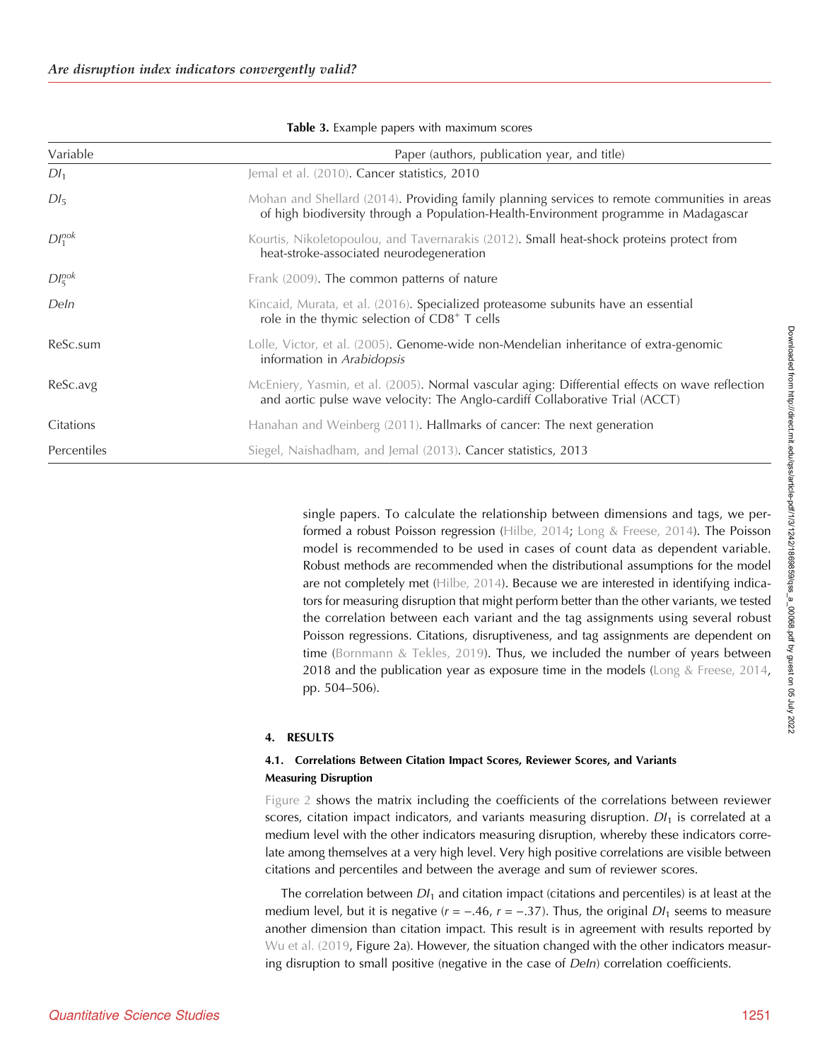**Table 3.** Example papers with maximum scores

| Variable | Paper (authors, publication year, and title) |
|---|---|
| $DI_1$ | Jemal et al. (2010). Cancer statistics, 2010 |
| $DI_5$ | Mohan and Shellard (2014). Providing family planning services to remote communities in areas of high biodiversity through a Population-Health-Environment programme in Madagascar |
| $DI_1^{nok}$ | Kourtis, Nikoletopoulou, and Tavernarakis (2012). Small heat-shock proteins protect from heat-stroke-associated neurodegeneration |
| $DI_5^{nok}$ | Frank (2009). The common patterns of nature |
| *DeIn* | Kincaid, Murata, et al. (2016). Specialized proteasome subunits have an essential role in the thymic selection of $CD8^+$ T cells |
| ReSc.sum | Lolle, Victor, et al. (2005). Genome-wide non-Mendelian inheritance of extra-genomic information in *Arabidopsis* |
| ReSc.avg | McEniery, Yasmin, et al. (2005). Normal vascular aging: Differential effects on wave reflection and aortic pulse wave velocity: The Anglo-cardiff Collaborative Trial (ACCT) |
| Citations | Hanahan and Weinberg (2011). Hallmarks of cancer: The next generation |
| Percentiles | Siegel, Naishadham, and Jemal (2013). Cancer statistics, 2013 |

single papers. To calculate the relationship between dimensions and tags, we performed a robust Poisson regression (Hilbe, 2014; Long & Freese, 2014). The Poisson model is recommended to be used in cases of count data as dependent variable. Robust methods are recommended when the distributional assumptions for the model are not completely met (Hilbe, 2014). Because we are interested in identifying indicators for measuring disruption that might perform better than the other variants, we tested the correlation between each variant and the tag assignments using several robust Poisson regressions. Citations, disruptiveness, and tag assignments are dependent on time (Bornmann & Tekles, 2019). Thus, we included the number of years between 2018 and the publication year as exposure time in the models (Long & Freese, 2014, pp. 504–506).

## 4. RESULTS

### 4.1. Correlations Between Citation Impact Scores, Reviewer Scores, and Variants Measuring Disruption

Figure 2 shows the matrix including the coefficients of the correlations between reviewer scores, citation impact indicators, and variants measuring disruption. $DI_1$ is correlated at a medium level with the other indicators measuring disruption, whereby these indicators correlate among themselves at a very high level. Very high positive correlations are visible between citations and percentiles and between the average and sum of reviewer scores.

The correlation between $DI_1$ and citation impact (citations and percentiles) is at least at the medium level, but it is negative ($r = -.46$, $r = -.37$). Thus, the original $DI_1$ seems to measure another dimension than citation impact. This result is in agreement with results reported by Wu et al. (2019, Figure 2a). However, the situation changed with the other indicators measuring disruption to small positive (negative in the case of *DeIn*) correlation coefficients.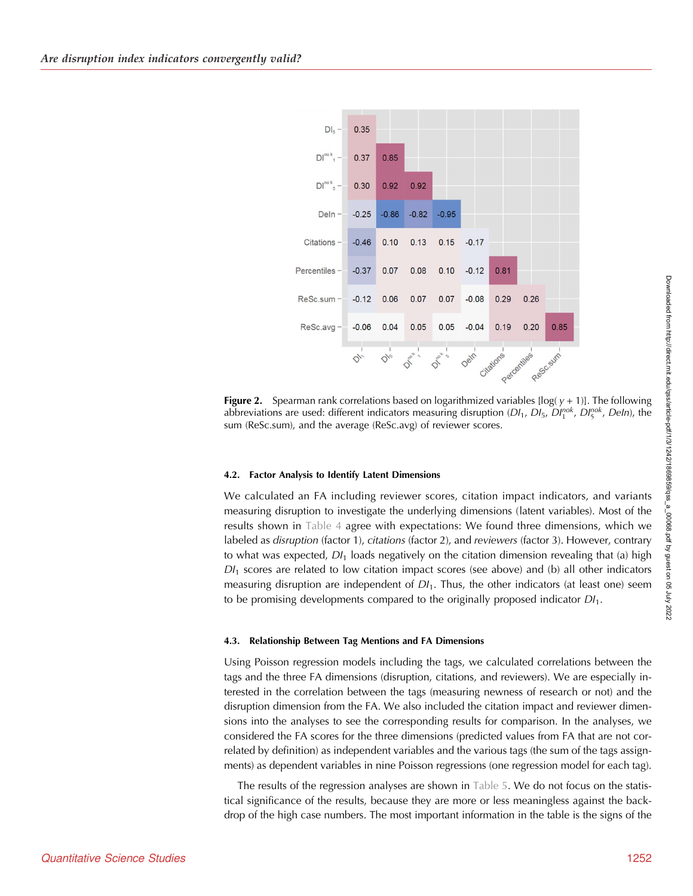DI5
DI^nok_1
DI^nok_5
DeIn
Citations
Percentiles
ReSc.sum
ReSc.avg

0.35
0.37 0.85
0.30 0.92 0.92
-0.25 -0.86 -0.82 -0.95
-0.46 0.10 0.13 0.15 -0.17
-0.37 0.07 0.08 0.10 -0.12 0.81
-0.12 0.06 0.07 0.07 -0.08 0.29 0.26
-0.06 0.04 0.05 0.05 -0.04 0.19 0.20 0.85

DI1
DI5
DI^nok_1
DI^nok_5
DeIn
Citations
Percentiles
ReSc.sum

**Figure 2.** Spearman rank correlations based on logarithmized variables [log( $y$ + 1)]. The following abbreviations are used: different indicators measuring disruption ($DI_1$, $DI_5$, $DI_1^{nok}$, $DI_5^{nok}$, $DeIn$), the sum (ReSc.sum), and the average (ReSc.avg) of reviewer scores.

### 4.2. Factor Analysis to Identify Latent Dimensions

We calculated an FA including reviewer scores, citation impact indicators, and variants measuring disruption to investigate the underlying dimensions (latent variables). Most of the results shown in Table 4 agree with expectations: We found three dimensions, which we labeled as *disruption* (factor 1), *citations* (factor 2), and *reviewers* (factor 3). However, contrary to what was expected, $DI_1$ loads negatively on the citation dimension revealing that (a) high $DI_1$ scores are related to low citation impact scores (see above) and (b) all other indicators measuring disruption are independent of $DI_1$. Thus, the other indicators (at least one) seem to be promising developments compared to the originally proposed indicator $DI_1$.

### 4.3. Relationship Between Tag Mentions and FA Dimensions

Using Poisson regression models including the tags, we calculated correlations between the tags and the three FA dimensions (disruption, citations, and reviewers). We are especially interested in the correlation between the tags (measuring newness of research or not) and the disruption dimension from the FA. We also included the citation impact and reviewer dimensions into the analyses to see the corresponding results for comparison. In the analyses, we considered the FA scores for the three dimensions (predicted values from FA that are not correlated by definition) as independent variables and the various tags (the sum of the tags assignments) as dependent variables in nine Poisson regressions (one regression model for each tag).

The results of the regression analyses are shown in Table 5. We do not focus on the statistical significance of the results, because they are more or less meaningless against the backdrop of the high case numbers. The most important information in the table is the signs of the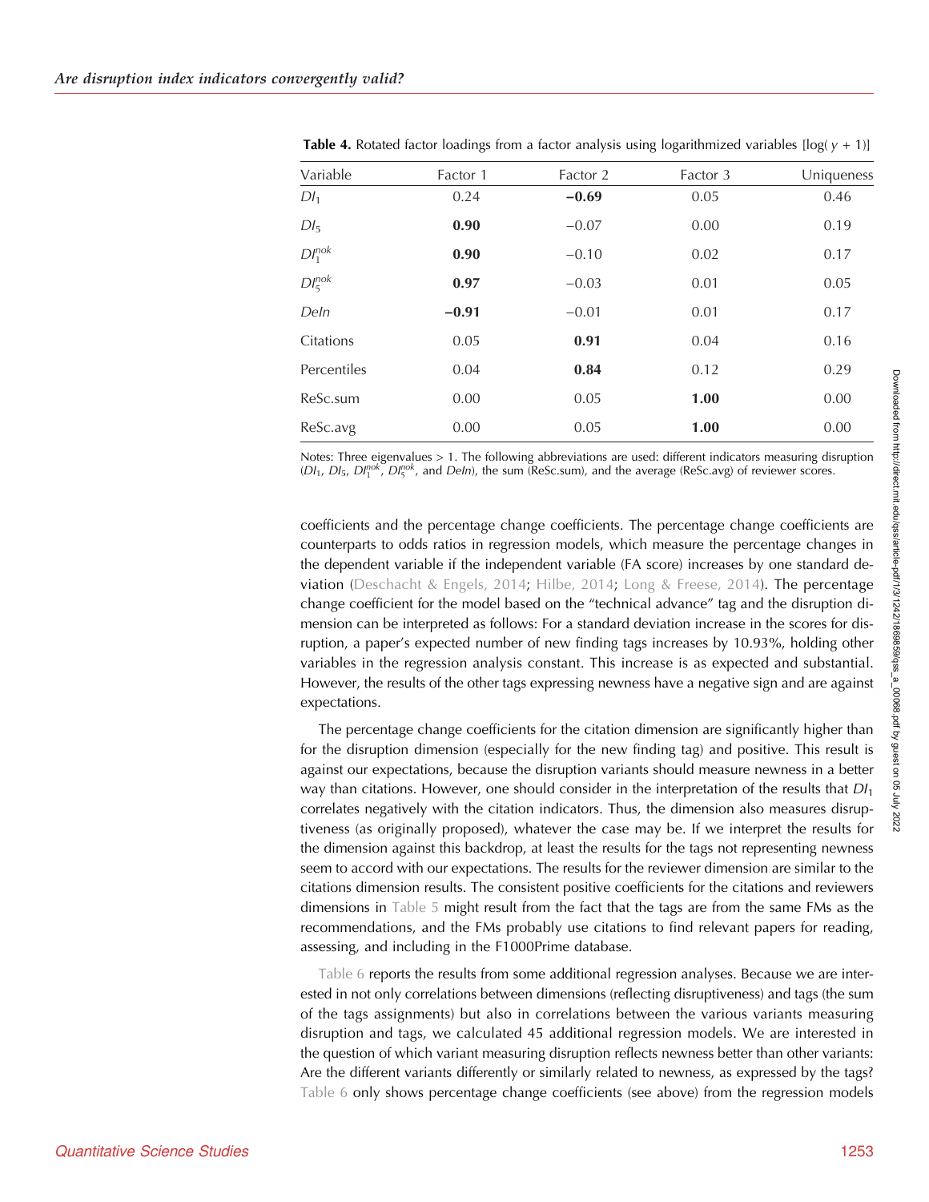**Table 4.** Rotated factor loadings from a factor analysis using logarithmized variables [log( y + 1)]

| Variable | Factor 1 | Factor 2 | Factor 3 | Uniqueness |
|---|---|---|---|---|
| $DI_1$ | 0.24 | **−0.69** | 0.05 | 0.46 |
| $DI_5$ | **0.90** | −0.07 | 0.00 | 0.19 |
| $DI_1^{nok}$ | **0.90** | −0.10 | 0.02 | 0.17 |
| $DI_5^{nok}$ | **0.97** | −0.03 | 0.01 | 0.05 |
| *DeIn* | **−0.91** | −0.01 | 0.01 | 0.17 |
| Citations | 0.05 | **0.91** | 0.04 | 0.16 |
| Percentiles | 0.04 | **0.84** | 0.12 | 0.29 |
| ReSc.sum | 0.00 | 0.05 | **1.00** | 0.00 |
| ReSc.avg | 0.00 | 0.05 | **1.00** | 0.00 |

Notes: Three eigenvalues > 1. The following abbreviations are used: different indicators measuring disruption ($DI_1$, $DI_5$, $DI_1^{nok}$, $DI_5^{nok}$, and *DeIn*), the sum (ReSc.sum), and the average (ReSc.avg) of reviewer scores.

coefficients and the percentage change coefficients. The percentage change coefficients are counterparts to odds ratios in regression models, which measure the percentage changes in the dependent variable if the independent variable (FA score) increases by one standard deviation (Deschacht & Engels, 2014; Hilbe, 2014; Long & Freese, 2014). The percentage change coefficient for the model based on the "technical advance" tag and the disruption dimension can be interpreted as follows: For a standard deviation increase in the scores for disruption, a paper's expected number of new finding tags increases by 10.93%, holding other variables in the regression analysis constant. This increase is as expected and substantial. However, the results of the other tags expressing newness have a negative sign and are against expectations.

The percentage change coefficients for the citation dimension are significantly higher than for the disruption dimension (especially for the new finding tag) and positive. This result is against our expectations, because the disruption variants should measure newness in a better way than citations. However, one should consider in the interpretation of the results that $DI_1$ correlates negatively with the citation indicators. Thus, the dimension also measures disruptiveness (as originally proposed), whatever the case may be. If we interpret the results for the dimension against this backdrop, at least the results for the tags not representing newness seem to accord with our expectations. The results for the reviewer dimension are similar to the citations dimension results. The consistent positive coefficients for the citations and reviewers dimensions in Table 5 might result from the fact that the tags are from the same FMs as the recommendations, and the FMs probably use citations to find relevant papers for reading, assessing, and including in the F1000Prime database.

Table 6 reports the results from some additional regression analyses. Because we are interested in not only correlations between dimensions (reflecting disruptiveness) and tags (the sum of the tags assignments) but also in correlations between the various variants measuring disruption and tags, we calculated 45 additional regression models. We are interested in the question of which variant measuring disruption reflects newness better than other variants: Are the different variants differently or similarly related to newness, as expressed by the tags? Table 6 only shows percentage change coefficients (see above) from the regression models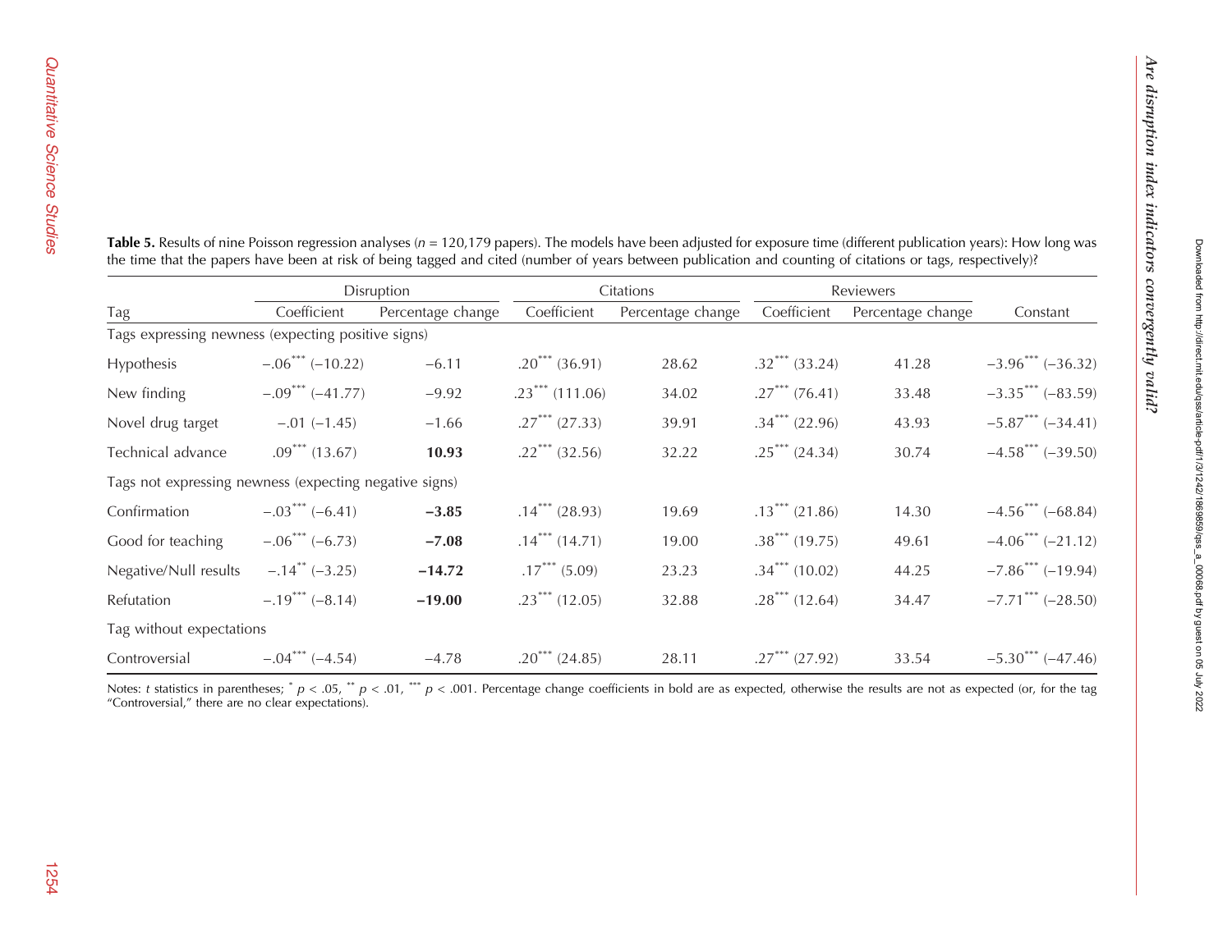**Table 5.** Results of nine Poisson regression analyses ($n$ = 120,179 papers). The models have been adjusted for exposure time (different publication years): How long was the time that the papers have been at risk of being tagged and cited (number of years between publication and counting of citations or tags, respectively)?

| | Disruption | | Citations | | Reviewers | | |
|---|---|---|---|---|---|---|---|
| Tag | Coefficient | Percentage change | Coefficient | Percentage change | Coefficient | Percentage change | Constant |
| Tags expressing newness (expecting positive signs) | | | | | | | |
| Hypothesis | $-.06^{***}$ (−10.22) | −6.11 | $.20^{***}$ (36.91) | 28.62 | $.32^{***}$ (33.24) | 41.28 | $-3.96^{***}$ (−36.32) |
| New finding | $-.09^{***}$ (−41.77) | −9.92 | $.23^{***}$ (111.06) | 34.02 | $.27^{***}$ (76.41) | 33.48 | $-3.35^{***}$ (−83.59) |
| Novel drug target | −.01 (−1.45) | −1.66 | $.27^{***}$ (27.33) | 39.91 | $.34^{***}$ (22.96) | 43.93 | $-5.87^{***}$ (−34.41) |
| Technical advance | $.09^{***}$ (13.67) | **10.93** | $.22^{***}$ (32.56) | 32.22 | $.25^{***}$ (24.34) | 30.74 | $-4.58^{***}$ (−39.50) |
| Tags not expressing newness (expecting negative signs) | | | | | | | |
| Confirmation | $-.03^{***}$ (−6.41) | **−3.85** | $.14^{***}$ (28.93) | 19.69 | $.13^{***}$ (21.86) | 14.30 | $-4.56^{***}$ (−68.84) |
| Good for teaching | $-.06^{***}$ (−6.73) | **−7.08** | $.14^{***}$ (14.71) | 19.00 | $.38^{***}$ (19.75) | 49.61 | $-4.06^{***}$ (−21.12) |
| Negative/Null results | $-.14^{**}$ (−3.25) | **−14.72** | $.17^{***}$ (5.09) | 23.23 | $.34^{***}$ (10.02) | 44.25 | $-7.86^{***}$ (−19.94) |
| Refutation | $-.19^{***}$ (−8.14) | **−19.00** | $.23^{***}$ (12.05) | 32.88 | $.28^{***}$ (12.64) | 34.47 | $-7.71^{***}$ (−28.50) |
| Tag without expectations | | | | | | | |
| Controversial | $-.04^{***}$ (−4.54) | −4.78 | $.20^{***}$ (24.85) | 28.11 | $.27^{***}$ (27.92) | 33.54 | $-5.30^{***}$ (−47.46) |

Notes: $t$ statistics in parentheses; $^{*}$ $p < .05$, $^{**}$ $p < .01$, $^{***}$ $p < .001$. Percentage change coefficients in bold are as expected, otherwise the results are not as expected (or, for the tag "Controversial," there are no clear expectations).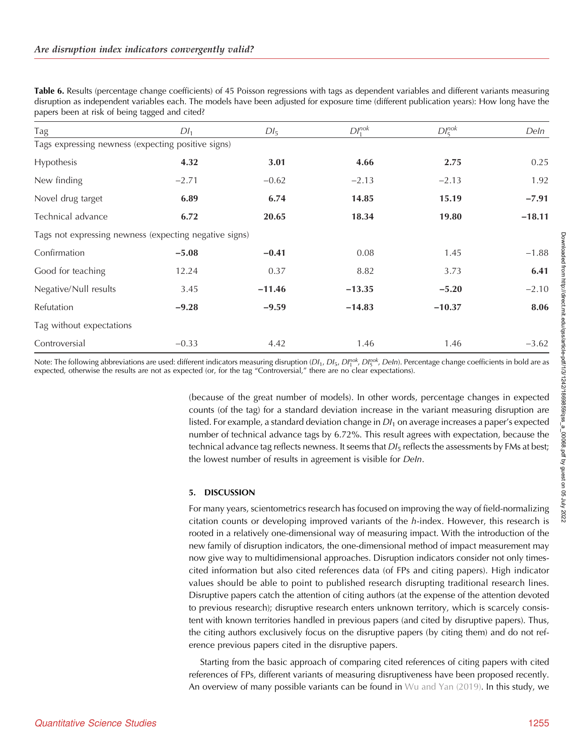**Table 6.** Results (percentage change coefficients) of 45 Poisson regressions with tags as dependent variables and different variants measuring disruption as independent variables each. The models have been adjusted for exposure time (different publication years): How long have the papers been at risk of being tagged and cited?

| Tag | $DI_1$ | $DI_5$ | $DI_1^{nok}$ | $DI_5^{nok}$ | *DeIn* |
|---|---|---|---|---|---|
| Tags expressing newness (expecting positive signs) | | | | | |
| Hypothesis | **4.32** | **3.01** | **4.66** | **2.75** | 0.25 |
| New finding | −2.71 | −0.62 | −2.13 | −2.13 | 1.92 |
| Novel drug target | **6.89** | **6.74** | **14.85** | **15.19** | **−7.91** |
| Technical advance | **6.72** | **20.65** | **18.34** | **19.80** | **−18.11** |
| Tags not expressing newness (expecting negative signs) | | | | | |
| Confirmation | **−5.08** | **−0.41** | 0.08 | 1.45 | −1.88 |
| Good for teaching | 12.24 | 0.37 | 8.82 | 3.73 | **6.41** |
| Negative/Null results | 3.45 | **−11.46** | **−13.35** | **−5.20** | −2.10 |
| Refutation | **−9.28** | **−9.59** | **−14.83** | **−10.37** | **8.06** |
| Tag without expectations | | | | | |
| Controversial | −0.33 | 4.42 | 1.46 | 1.46 | −3.62 |

Note: The following abbreviations are used: different indicators measuring disruption ($DI_1$, $DI_5$, $DI_1^{nok}$, $DI_5^{nok}$, *DeIn*). Percentage change coefficients in bold are as expected, otherwise the results are not as expected (or, for the tag "Controversial," there are no clear expectations).

(because of the great number of models). In other words, percentage changes in expected counts (of the tag) for a standard deviation increase in the variant measuring disruption are listed. For example, a standard deviation change in $DI_1$ on average increases a paper's expected number of technical advance tags by 6.72%. This result agrees with expectation, because the technical advance tag reflects newness. It seems that $DI_5$ reflects the assessments by FMs at best; the lowest number of results in agreement is visible for *DeIn*.

## 5. DISCUSSION

For many years, scientometrics research has focused on improving the way of field-normalizing citation counts or developing improved variants of the *h*-index. However, this research is rooted in a relatively one-dimensional way of measuring impact. With the introduction of the new family of disruption indicators, the one-dimensional method of impact measurement may now give way to multidimensional approaches. Disruption indicators consider not only times-cited information but also cited references data (of FPs and citing papers). High indicator values should be able to point to published research disrupting traditional research lines. Disruptive papers catch the attention of citing authors (at the expense of the attention devoted to previous research); disruptive research enters unknown territory, which is scarcely consistent with known territories handled in previous papers (and cited by disruptive papers). Thus, the citing authors exclusively focus on the disruptive papers (by citing them) and do not reference previous papers cited in the disruptive papers.

Starting from the basic approach of comparing cited references of citing papers with cited references of FPs, different variants of measuring disruptiveness have been proposed recently. An overview of many possible variants can be found in Wu and Yan (2019). In this study, we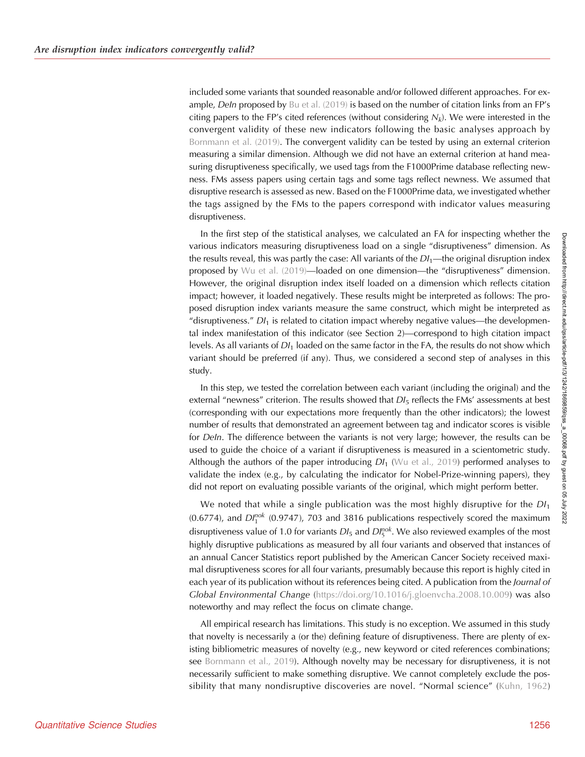included some variants that sounded reasonable and/or followed different approaches. For example, *DeIn* proposed by Bu et al. (2019) is based on the number of citation links from an FP's citing papers to the FP's cited references (without considering $N_k$). We were interested in the convergent validity of these new indicators following the basic analyses approach by Bornmann et al. (2019). The convergent validity can be tested by using an external criterion measuring a similar dimension. Although we did not have an external criterion at hand measuring disruptiveness specifically, we used tags from the F1000Prime database reflecting newness. FMs assess papers using certain tags and some tags reflect newness. We assumed that disruptive research is assessed as new. Based on the F1000Prime data, we investigated whether the tags assigned by the FMs to the papers correspond with indicator values measuring disruptiveness.

In the first step of the statistical analyses, we calculated an FA for inspecting whether the various indicators measuring disruptiveness load on a single "disruptiveness" dimension. As the results reveal, this was partly the case: All variants of the $DI_1$—the original disruption index proposed by Wu et al. (2019)—loaded on one dimension—the "disruptiveness" dimension. However, the original disruption index itself loaded on a dimension which reflects citation impact; however, it loaded negatively. These results might be interpreted as follows: The proposed disruption index variants measure the same construct, which might be interpreted as "disruptiveness." $DI_1$ is related to citation impact whereby negative values—the developmental index manifestation of this indicator (see Section 2)—correspond to high citation impact levels. As all variants of $DI_1$ loaded on the same factor in the FA, the results do not show which variant should be preferred (if any). Thus, we considered a second step of analyses in this study.

In this step, we tested the correlation between each variant (including the original) and the external "newness" criterion. The results showed that $DI_5$ reflects the FMs' assessments at best (corresponding with our expectations more frequently than the other indicators); the lowest number of results that demonstrated an agreement between tag and indicator scores is visible for *DeIn*. The difference between the variants is not very large; however, the results can be used to guide the choice of a variant if disruptiveness is measured in a scientometric study. Although the authors of the paper introducing $DI_1$ (Wu et al., 2019) performed analyses to validate the index (e.g., by calculating the indicator for Nobel-Prize-winning papers), they did not report on evaluating possible variants of the original, which might perform better.

We noted that while a single publication was the most highly disruptive for the $DI_1$ (0.6774), and $DI_1^{nok}$ (0.9747), 703 and 3816 publications respectively scored the maximum disruptiveness value of 1.0 for variants $DI_5$ and $DI_5^{nok}$. We also reviewed examples of the most highly disruptive publications as measured by all four variants and observed that instances of an annual Cancer Statistics report published by the American Cancer Society received maximal disruptiveness scores for all four variants, presumably because this report is highly cited in each year of its publication without its references being cited. A publication from the *Journal of Global Environmental Change* (https://doi.org/10.1016/j.gloenvcha.2008.10.009) was also noteworthy and may reflect the focus on climate change.

All empirical research has limitations. This study is no exception. We assumed in this study that novelty is necessarily a (or the) defining feature of disruptiveness. There are plenty of existing bibliometric measures of novelty (e.g., new keyword or cited references combinations; see Bornmann et al., 2019). Although novelty may be necessary for disruptiveness, it is not necessarily sufficient to make something disruptive. We cannot completely exclude the possibility that many nondisruptive discoveries are novel. "Normal science" (Kuhn, 1962)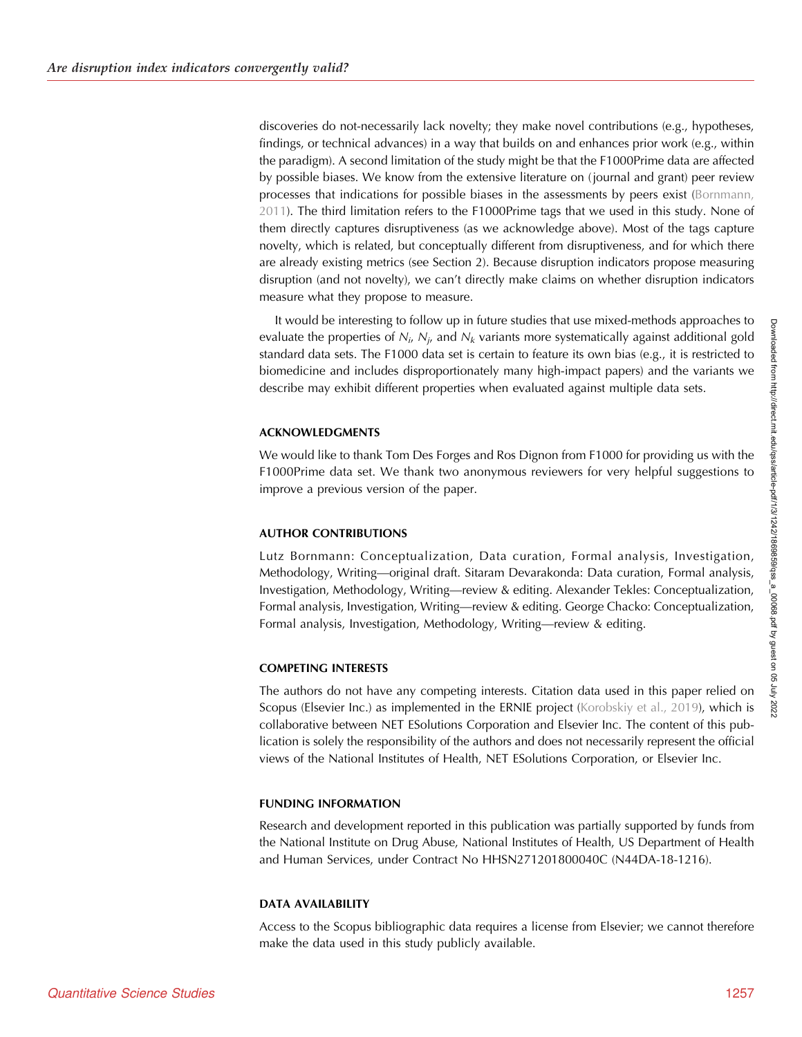discoveries do not-necessarily lack novelty; they make novel contributions (e.g., hypotheses, findings, or technical advances) in a way that builds on and enhances prior work (e.g., within the paradigm). A second limitation of the study might be that the F1000Prime data are affected by possible biases. We know from the extensive literature on (journal and grant) peer review processes that indications for possible biases in the assessments by peers exist (Bornmann, 2011). The third limitation refers to the F1000Prime tags that we used in this study. None of them directly captures disruptiveness (as we acknowledge above). Most of the tags capture novelty, which is related, but conceptually different from disruptiveness, and for which there are already existing metrics (see Section 2). Because disruption indicators propose measuring disruption (and not novelty), we can't directly make claims on whether disruption indicators measure what they propose to measure.

It would be interesting to follow up in future studies that use mixed-methods approaches to evaluate the properties of $N_i$, $N_j$, and $N_k$ variants more systematically against additional gold standard data sets. The F1000 data set is certain to feature its own bias (e.g., it is restricted to biomedicine and includes disproportionately many high-impact papers) and the variants we describe may exhibit different properties when evaluated against multiple data sets.

## ACKNOWLEDGMENTS

We would like to thank Tom Des Forges and Ros Dignon from F1000 for providing us with the F1000Prime data set. We thank two anonymous reviewers for very helpful suggestions to improve a previous version of the paper.

## AUTHOR CONTRIBUTIONS

Lutz Bornmann: Conceptualization, Data curation, Formal analysis, Investigation, Methodology, Writing—original draft. Sitaram Devarakonda: Data curation, Formal analysis, Investigation, Methodology, Writing—review & editing. Alexander Tekles: Conceptualization, Formal analysis, Investigation, Writing—review & editing. George Chacko: Conceptualization, Formal analysis, Investigation, Methodology, Writing—review & editing.

## COMPETING INTERESTS

The authors do not have any competing interests. Citation data used in this paper relied on Scopus (Elsevier Inc.) as implemented in the ERNIE project (Korobskiy et al., 2019), which is collaborative between NET ESolutions Corporation and Elsevier Inc. The content of this publication is solely the responsibility of the authors and does not necessarily represent the official views of the National Institutes of Health, NET ESolutions Corporation, or Elsevier Inc.

## FUNDING INFORMATION

Research and development reported in this publication was partially supported by funds from the National Institute on Drug Abuse, National Institutes of Health, US Department of Health and Human Services, under Contract No HHSN271201800040C (N44DA-18-1216).

## DATA AVAILABILITY

Access to the Scopus bibliographic data requires a license from Elsevier; we cannot therefore make the data used in this study publicly available.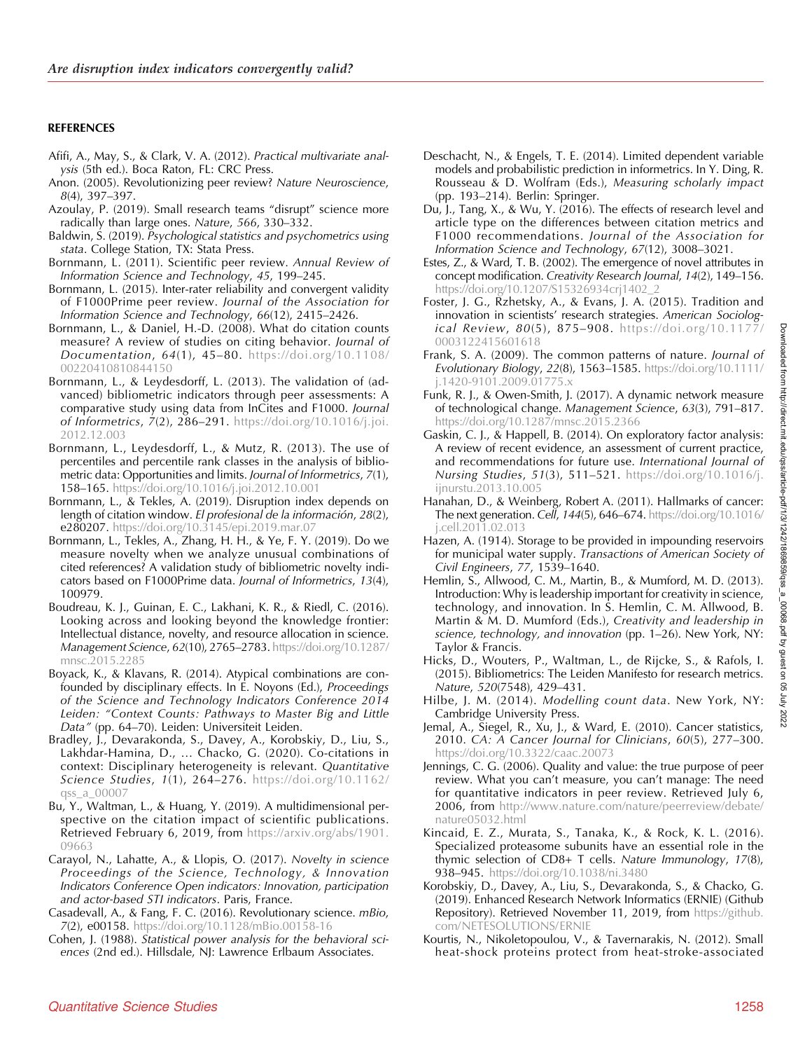## REFERENCES

Afifi, A., May, S., & Clark, V. A. (2012). *Practical multivariate analysis* (5th ed.). Boca Raton, FL: CRC Press.

Anon. (2005). Revolutionizing peer review? *Nature Neuroscience*, *8*(4), 397–397.

Azoulay, P. (2019). Small research teams "disrupt" science more radically than large ones. *Nature*, *566*, 330–332.

Baldwin, S. (2019). *Psychological statistics and psychometrics using stata*. College Station, TX: Stata Press.

Bornmann, L. (2011). Scientific peer review. *Annual Review of Information Science and Technology*, *45*, 199–245.

Bornmann, L. (2015). Inter-rater reliability and convergent validity of F1000Prime peer review. *Journal of the Association for Information Science and Technology*, *66*(12), 2415–2426.

Bornmann, L., & Daniel, H.-D. (2008). What do citation counts measure? A review of studies on citing behavior. *Journal of Documentation*, *64*(1), 45–80. https://doi.org/10.1108/00220410810844150

Bornmann, L., & Leydesdorff, L. (2013). The validation of (advanced) bibliometric indicators through peer assessments: A comparative study using data from InCites and F1000. *Journal of Informetrics*, *7*(2), 286–291. https://doi.org/10.1016/j.joi.2012.12.003

Bornmann, L., Leydesdorff, L., & Mutz, R. (2013). The use of percentiles and percentile rank classes in the analysis of bibliometric data: Opportunities and limits. *Journal of Informetrics*, *7*(1), 158–165. https://doi.org/10.1016/j.joi.2012.10.001

Bornmann, L., & Tekles, A. (2019). Disruption index depends on length of citation window. *El profesional de la información*, *28*(2), e280207. https://doi.org/10.3145/epi.2019.mar.07

Bornmann, L., Tekles, A., Zhang, H. H., & Ye, F. Y. (2019). Do we measure novelty when we analyze unusual combinations of cited references? A validation study of bibliometric novelty indicators based on F1000Prime data. *Journal of Informetrics*, *13*(4), 100979.

Boudreau, K. J., Guinan, E. C., Lakhani, K. R., & Riedl, C. (2016). Looking across and looking beyond the knowledge frontier: Intellectual distance, novelty, and resource allocation in science. *Management Science*, *62*(10), 2765–2783. https://doi.org/10.1287/mnsc.2015.2285

Boyack, K., & Klavans, R. (2014). Atypical combinations are confounded by disciplinary effects. In E. Noyons (Ed.), *Proceedings of the Science and Technology Indicators Conference 2014 Leiden: "Context Counts: Pathways to Master Big and Little Data"* (pp. 64–70). Leiden: Universiteit Leiden.

Bradley, J., Devarakonda, S., Davey, A., Korobskiy, D., Liu, S., Lakhdar-Hamina, D., … Chacko, G. (2020). Co-citations in context: Disciplinary heterogeneity is relevant. *Quantitative Science Studies*, *1*(1), 264–276. https://doi.org/10.1162/qss_a_00007

Bu, Y., Waltman, L., & Huang, Y. (2019). A multidimensional perspective on the citation impact of scientific publications. Retrieved February 6, 2019, from https://arxiv.org/abs/1901.09663

Carayol, N., Lahatte, A., & Llopis, O. (2017). *Novelty in science Proceedings of the Science, Technology, & Innovation Indicators Conference Open indicators: Innovation, participation and actor-based STI indicators*. Paris, France.

Casadevall, A., & Fang, F. C. (2016). Revolutionary science. *mBio*, *7*(2), e00158. https://doi.org/10.1128/mBio.00158-16

Cohen, J. (1988). *Statistical power analysis for the behavioral sciences* (2nd ed.). Hillsdale, NJ: Lawrence Erlbaum Associates.

Deschacht, N., & Engels, T. E. (2014). Limited dependent variable models and probabilistic prediction in informetrics. In Y. Ding, R. Rousseau & D. Wolfram (Eds.), *Measuring scholarly impact* (pp. 193–214). Berlin: Springer.

Du, J., Tang, X., & Wu, Y. (2016). The effects of research level and article type on the differences between citation metrics and F1000 recommendations. *Journal of the Association for Information Science and Technology*, *67*(12), 3008–3021.

Estes, Z., & Ward, T. B. (2002). The emergence of novel attributes in concept modification. *Creativity Research Journal*, *14*(2), 149–156. https://doi.org/10.1207/S15326934crj1402_2

Foster, J. G., Rzhetsky, A., & Evans, J. A. (2015). Tradition and innovation in scientists' research strategies. *American Sociological Review*, *80*(5), 875–908. https://doi.org/10.1177/0003122415601618

Frank, S. A. (2009). The common patterns of nature. *Journal of Evolutionary Biology*, *22*(8), 1563–1585. https://doi.org/10.1111/j.1420-9101.2009.01775.x

Funk, R. J., & Owen-Smith, J. (2017). A dynamic network measure of technological change. *Management Science*, *63*(3), 791–817. https://doi.org/10.1287/mnsc.2015.2366

Gaskin, C. J., & Happell, B. (2014). On exploratory factor analysis: A review of recent evidence, an assessment of current practice, and recommendations for future use. *International Journal of Nursing Studies*, *51*(3), 511–521. https://doi.org/10.1016/j.ijnurstu.2013.10.005

Hanahan, D., & Weinberg, Robert A. (2011). Hallmarks of cancer: The next generation. *Cell*, *144*(5), 646–674. https://doi.org/10.1016/j.cell.2011.02.013

Hazen, A. (1914). Storage to be provided in impounding reservoirs for municipal water supply. *Transactions of American Society of Civil Engineers*, *77*, 1539–1640.

Hemlin, S., Allwood, C. M., Martin, B., & Mumford, M. D. (2013). Introduction: Why is leadership important for creativity in science, technology, and innovation. In S. Hemlin, C. M. Allwood, B. Martin & M. D. Mumford (Eds.), *Creativity and leadership in science, technology, and innovation* (pp. 1–26). New York, NY: Taylor & Francis.

Hicks, D., Wouters, P., Waltman, L., de Rijcke, S., & Rafols, I. (2015). Bibliometrics: The Leiden Manifesto for research metrics. *Nature*, *520*(7548), 429–431.

Hilbe, J. M. (2014). *Modelling count data*. New York, NY: Cambridge University Press.

Jemal, A., Siegel, R., Xu, J., & Ward, E. (2010). Cancer statistics, 2010. *CA: A Cancer Journal for Clinicians*, *60*(5), 277–300. https://doi.org/10.3322/caac.20073

Jennings, C. G. (2006). Quality and value: the true purpose of peer review. What you can't measure, you can't manage: The need for quantitative indicators in peer review. Retrieved July 6, 2006, from http://www.nature.com/nature/peerreview/debate/nature05032.html

Kincaid, E. Z., Murata, S., Tanaka, K., & Rock, K. L. (2016). Specialized proteasome subunits have an essential role in the thymic selection of CD8+ T cells. *Nature Immunology*, *17*(8), 938–945. https://doi.org/10.1038/ni.3480

Korobskiy, D., Davey, A., Liu, S., Devarakonda, S., & Chacko, G. (2019). Enhanced Research Network Informatics (ERNIE) (Github Repository). Retrieved November 11, 2019, from https://github.com/NETESOLUTIONS/ERNIE

Kourtis, N., Nikoletopoulou, V., & Tavernarakis, N. (2012). Small heat-shock proteins protect from heat-stroke-associated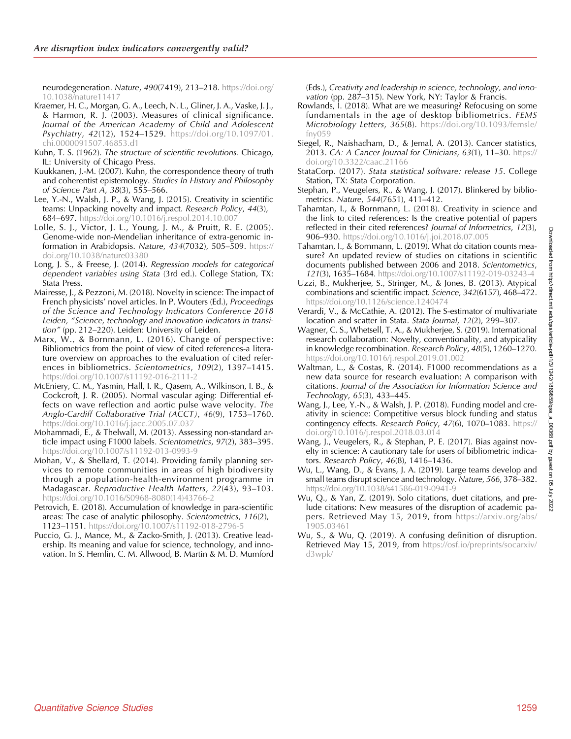neurodegeneration. *Nature*, *490*(7419), 213–218. https://doi.org/10.1038/nature11417

Kraemer, H. C., Morgan, G. A., Leech, N. L., Gliner, J. A., Vaske, J. J., & Harmon, R. J. (2003). Measures of clinical significance. *Journal of the American Academy of Child and Adolescent Psychiatry*, *42*(12), 1524–1529. https://doi.org/10.1097/01.chi.0000091507.46853.d1

Kuhn, T. S. (1962). *The structure of scientific revolutions*. Chicago, IL: University of Chicago Press.

Kuukkanen, J.-M. (2007). Kuhn, the correspondence theory of truth and coherentist epistemology. *Studies In History and Philosophy of Science Part A*, *38*(3), 555–566.

Lee, Y.-N., Walsh, J. P., & Wang, J. (2015). Creativity in scientific teams: Unpacking novelty and impact. *Research Policy*, *44*(3), 684–697. https://doi.org/10.1016/j.respol.2014.10.007

Lolle, S. J., Victor, J. L., Young, J. M., & Pruitt, R. E. (2005). Genome-wide non-Mendelian inheritance of extra-genomic information in Arabidopsis. *Nature*, *434*(7032), 505–509. https://doi.org/10.1038/nature03380

Long, J. S., & Freese, J. (2014). *Regression models for categorical dependent variables using Stata* (3rd ed.). College Station, TX: Stata Press.

Mairesse, J., & Pezzoni, M. (2018). Novelty in science: The impact of French physicists' novel articles. In P. Wouters (Ed.), *Proceedings of the Science and Technology Indicators Conference 2018 Leiden, "Science, technology and innovation indicators in transition"* (pp. 212–220). Leiden: University of Leiden.

Marx, W., & Bornmann, L. (2016). Change of perspective: Bibliometrics from the point of view of cited references-a literature overview on approaches to the evaluation of cited references in bibliometrics. *Scientometrics*, *109*(2), 1397–1415. https://doi.org/10.1007/s11192-016-2111-2

McEniery, C. M., Yasmin, Hall, I. R., Qasem, A., Wilkinson, I. B., & Cockcroft, J. R. (2005). Normal vascular aging: Differential effects on wave reflection and aortic pulse wave velocity. *The Anglo-Cardiff Collaborative Trial (ACCT)*, *46*(9), 1753–1760. https://doi.org/10.1016/j.jacc.2005.07.037

Mohammadi, E., & Thelwall, M. (2013). Assessing non-standard article impact using F1000 labels. *Scientometrics*, *97*(2), 383–395. https://doi.org/10.1007/s11192-013-0993-9

Mohan, V., & Shellard, T. (2014). Providing family planning services to remote communities in areas of high biodiversity through a population-health-environment programme in Madagascar. *Reproductive Health Matters*, *22*(43), 93–103. https://doi.org/10.1016/S0968-8080(14)43766-2

Petrovich, E. (2018). Accumulation of knowledge in para-scientific areas: The case of analytic philosophy. *Scientometrics*, *116*(2), 1123–1151. https://doi.org/10.1007/s11192-018-2796-5

Puccio, G. J., Mance, M., & Zacko-Smith, J. (2013). Creative leadership. Its meaning and value for science, technology, and innovation. In S. Hemlin, C. M. Allwood, B. Martin & M. D. Mumford (Eds.), *Creativity and leadership in science, technology, and innovation* (pp. 287–315). New York, NY: Taylor & Francis.

Rowlands, I. (2018). What are we measuring? Refocusing on some fundamentals in the age of desktop bibliometrics. *FEMS Microbiology Letters*, *365*(8). https://doi.org/10.1093/femsle/fny059

Siegel, R., Naishadham, D., & Jemal, A. (2013). Cancer statistics, 2013. *CA: A Cancer Journal for Clinicians*, *63*(1), 11–30. https://doi.org/10.3322/caac.21166

StataCorp. (2017). *Stata statistical software: release 15*. College Station, TX: Stata Corporation.

Stephan, P., Veugelers, R., & Wang, J. (2017). Blinkered by bibliometrics. *Nature*, *544*(7651), 411–412.

Tahamtan, I., & Bornmann, L. (2018). Creativity in science and the link to cited references: Is the creative potential of papers reflected in their cited references? *Journal of Informetrics*, *12*(3), 906–930. https://doi.org/10.1016/j.joi.2018.07.005

Tahamtan, I., & Bornmann, L. (2019). What do citation counts measure? An updated review of studies on citations in scientific documents published between 2006 and 2018. *Scientometrics*, *121*(3), 1635–1684. https://doi.org/10.1007/s11192-019-03243-4

Uzzi, B., Mukherjee, S., Stringer, M., & Jones, B. (2013). Atypical combinations and scientific impact. *Science*, *342*(6157), 468–472. https://doi.org/10.1126/science.1240474

Verardi, V., & McCathie, A. (2012). The S-estimator of multivariate location and scatter in Stata. *Stata Journal*, *12*(2), 299–307.

Wagner, C. S., Whetsell, T. A., & Mukherjee, S. (2019). International research collaboration: Novelty, conventionality, and atypicality in knowledge recombination. *Research Policy*, *48*(5), 1260–1270. https://doi.org/10.1016/j.respol.2019.01.002

Waltman, L., & Costas, R. (2014). F1000 recommendations as a new data source for research evaluation: A comparison with citations. *Journal of the Association for Information Science and Technology*, *65*(3), 433–445.

Wang, J., Lee, Y.-N., & Walsh, J. P. (2018). Funding model and creativity in science: Competitive versus block funding and status contingency effects. *Research Policy*, *47*(6), 1070–1083. https://doi.org/10.1016/j.respol.2018.03.014

Wang, J., Veugelers, R., & Stephan, P. E. (2017). Bias against novelty in science: A cautionary tale for users of bibliometric indicators. *Research Policy*, *46*(8), 1416–1436.

Wu, L., Wang, D., & Evans, J. A. (2019). Large teams develop and small teams disrupt science and technology. *Nature*, *566*, 378–382. https://doi.org/10.1038/s41586-019-0941-9

Wu, Q., & Yan, Z. (2019). Solo citations, duet citations, and prelude citations: New measures of the disruption of academic papers. Retrieved May 15, 2019, from https://arxiv.org/abs/1905.03461

Wu, S., & Wu, Q. (2019). A confusing definition of disruption. Retrieved May 15, 2019, from https://osf.io/preprints/socarxiv/d3wpk/